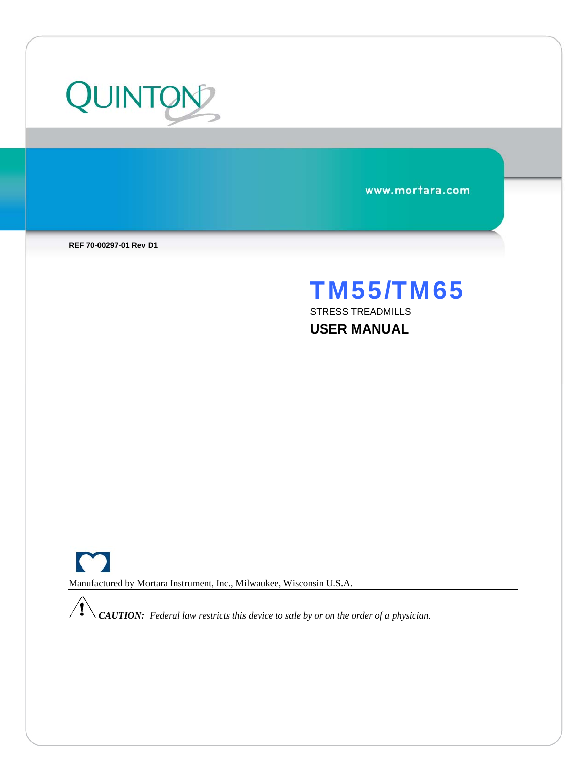QUINTON

www.mortara.com

**REF 70-00297-01 Rev D1**

# TM55/TM65

STRESS TREADMILLS

## USER MANUAL

Manufactured by Mortara Instrument, Inc., Milwaukee, Wisconsin U.S.A.

***CAUTION:*** *Federal law restricts this device to sale by or on the order of a physician.*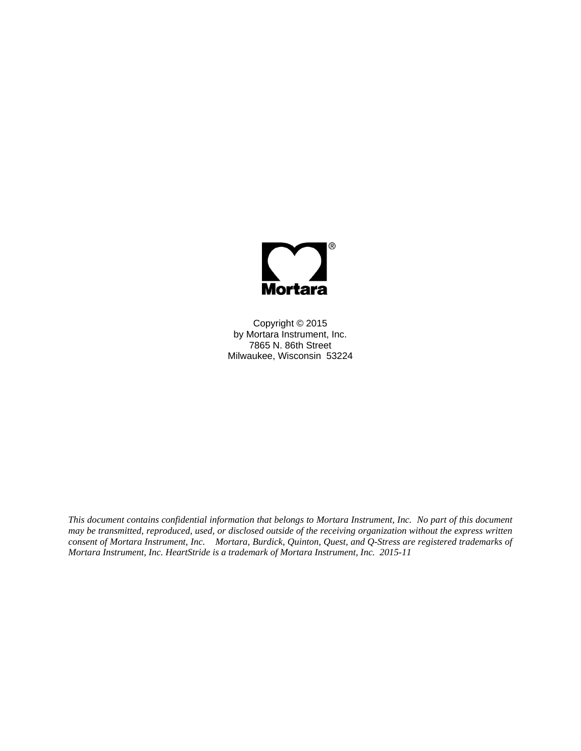Mortara®

Copyright © 2015
by Mortara Instrument, Inc.
7865 N. 86th Street
Milwaukee, Wisconsin 53224

*This document contains confidential information that belongs to Mortara Instrument, Inc. No part of this document may be transmitted, reproduced, used, or disclosed outside of the receiving organization without the express written consent of Mortara Instrument, Inc. Mortara, Burdick, Quinton, Quest, and Q-Stress are registered trademarks of Mortara Instrument, Inc. HeartStride is a trademark of Mortara Instrument, Inc. 2015-11*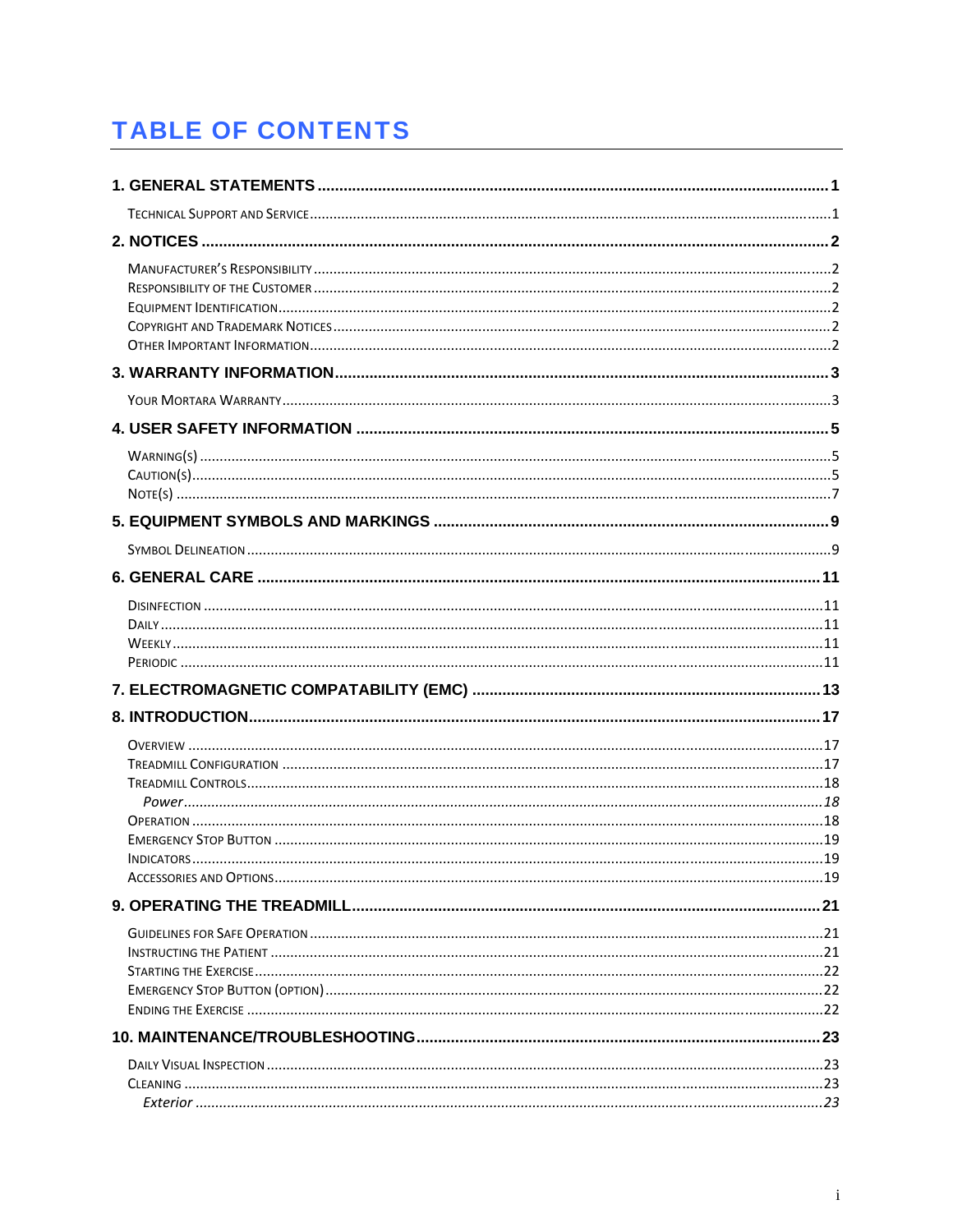# TABLE OF CONTENTS

**1. GENERAL STATEMENTS** .......... **1**

Technical Support and Service .......... 1

**2. NOTICES** .......... **2**

Manufacturer's Responsibility .......... 2
Responsibility of the Customer .......... 2
Equipment Identification .......... 2
Copyright and Trademark Notices .......... 2
Other Important Information .......... 2

**3. WARRANTY INFORMATION** .......... **3**

Your Mortara Warranty .......... 3

**4. USER SAFETY INFORMATION** .......... **5**

Warning(s) .......... 5
Caution(s) .......... 5
Note(s) .......... 7

**5. EQUIPMENT SYMBOLS AND MARKINGS** .......... **9**

Symbol Delineation .......... 9

**6. GENERAL CARE** .......... **11**

Disinfection .......... 11
Daily .......... 11
Weekly .......... 11
Periodic .......... 11

**7. ELECTROMAGNETIC COMPATABILITY (EMC)** .......... **13**

**8. INTRODUCTION** .......... **17**

Overview .......... 17
Treadmill Configuration .......... 17
Treadmill Controls .......... 18
*Power* .......... *18*
Operation .......... 18
Emergency Stop Button .......... 19
Indicators .......... 19
Accessories and Options .......... 19

**9. OPERATING THE TREADMILL** .......... **21**

Guidelines for Safe Operation .......... 21
Instructing the Patient .......... 21
Starting the Exercise .......... 22
Emergency Stop Button (option) .......... 22
Ending the Exercise .......... 22

**10. MAINTENANCE/TROUBLESHOOTING** .......... **23**

Daily Visual Inspection .......... 23
Cleaning .......... 23
*Exterior* .......... *23*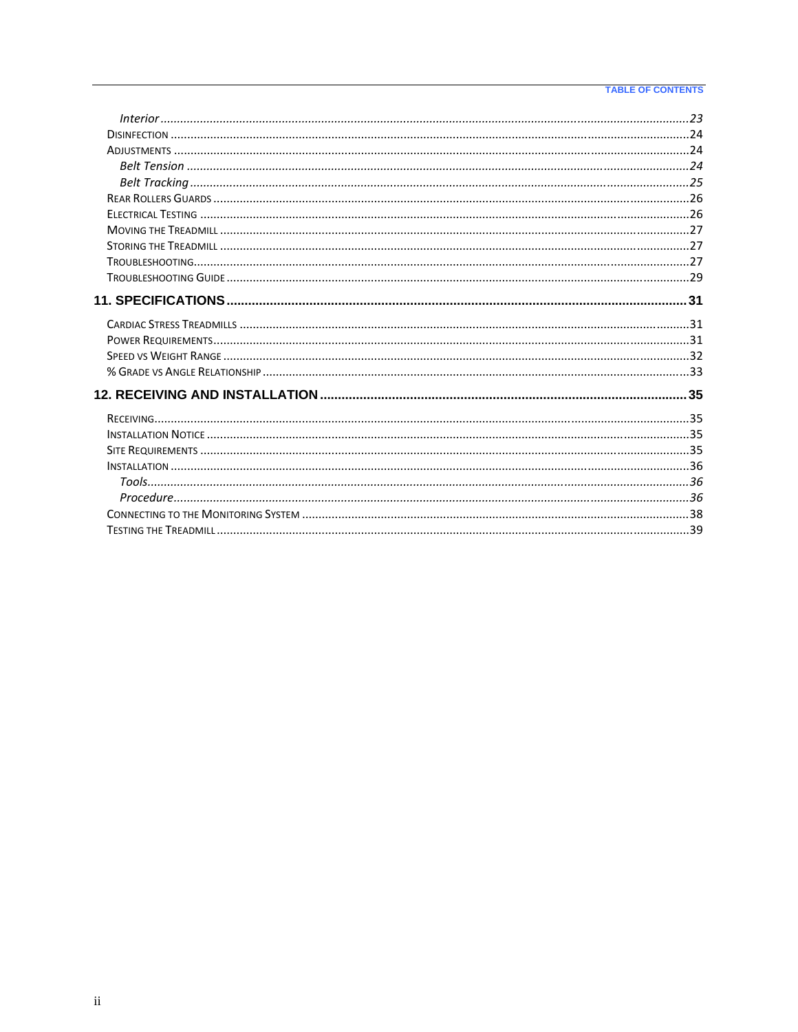*Interior* ........ *23*
Disinfection ........ 24
Adjustments ........ 24
*Belt Tension* ........ *24*
*Belt Tracking* ........ *25*
Rear Rollers Guards ........ 26
Electrical Testing ........ 26
Moving the Treadmill ........ 27
Storing the Treadmill ........ 27
Troubleshooting ........ 27
Troubleshooting Guide ........ 29

**11. SPECIFICATIONS ........ 31**

Cardiac Stress Treadmills ........ 31
Power Requirements ........ 31
Speed vs Weight Range ........ 32
% Grade vs Angle Relationship ........ 33

**12. RECEIVING AND INSTALLATION ........ 35**

Receiving ........ 35
Installation Notice ........ 35
Site Requirements ........ 35
Installation ........ 36
*Tools* ........ *36*
*Procedure* ........ *36*
Connecting to the Monitoring System ........ 38
Testing the Treadmill ........ 39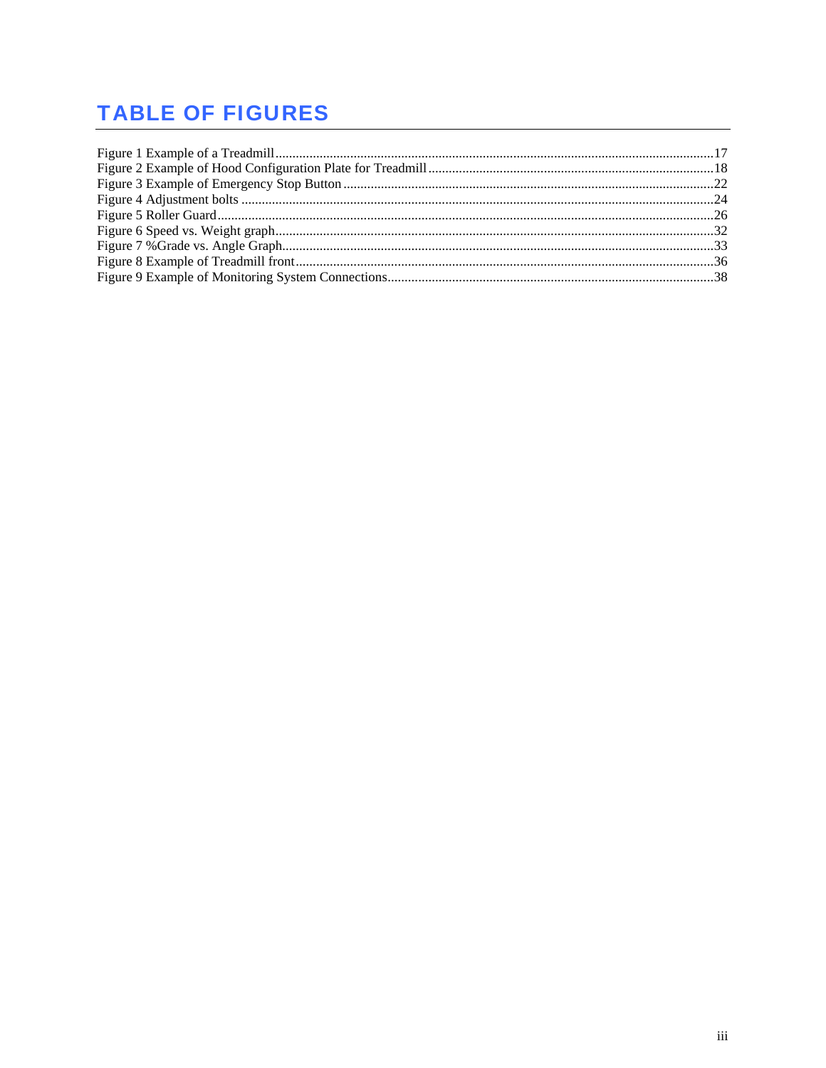# TABLE OF FIGURES

Figure 1 Example of a Treadmill ............................................................................................................17
Figure 2 Example of Hood Configuration Plate for Treadmill ..................................................................18
Figure 3 Example of Emergency Stop Button ...........................................................................................22
Figure 4 Adjustment bolts .......................................................................................................................24
Figure 5 Roller Guard ..............................................................................................................................26
Figure 6 Speed vs. Weight graph .............................................................................................................32
Figure 7 %Grade vs. Angle Graph ...........................................................................................................33
Figure 8 Example of Treadmill front ........................................................................................................36
Figure 9 Example of Monitoring System Connections ..............................................................................38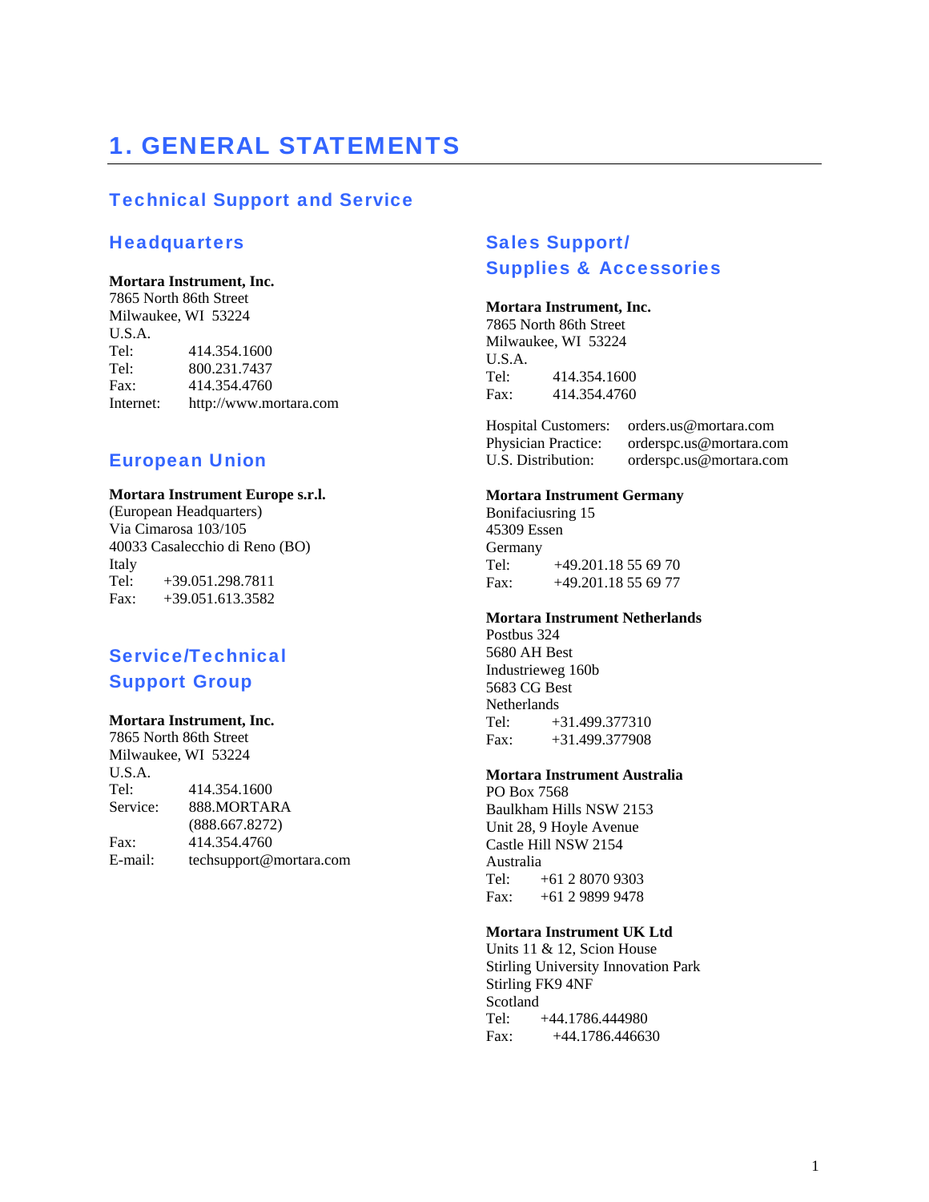# 1. GENERAL STATEMENTS

## Technical Support and Service

### Headquarters

**Mortara Instrument, Inc.**
7865 North 86th Street
Milwaukee, WI 53224
U.S.A.
Tel: 414.354.1600
Tel: 800.231.7437
Fax: 414.354.4760
Internet: http://www.mortara.com

### European Union

**Mortara Instrument Europe s.r.l.**
(European Headquarters)
Via Cimarosa 103/105
40033 Casalecchio di Reno (BO)
Italy
Tel: +39.051.298.7811
Fax: +39.051.613.3582

### Service/Technical Support Group

**Mortara Instrument, Inc.**
7865 North 86th Street
Milwaukee, WI 53224
U.S.A.
Tel: 414.354.1600
Service: 888.MORTARA
(888.667.8272)
Fax: 414.354.4760
E-mail: techsupport@mortara.com

### Sales Support/ Supplies & Accessories

**Mortara Instrument, Inc.**
7865 North 86th Street
Milwaukee, WI 53224
U.S.A.
Tel: 414.354.1600
Fax: 414.354.4760

Hospital Customers: orders.us@mortara.com
Physician Practice: orderspc.us@mortara.com
U.S. Distribution: orderspc.us@mortara.com

**Mortara Instrument Germany**
Bonifaciusring 15
45309 Essen
Germany
Tel: +49.201.18 55 69 70
Fax: +49.201.18 55 69 77

**Mortara Instrument Netherlands**
Postbus 324
5680 AH Best
Industrieweg 160b
5683 CG Best
Netherlands
Tel: +31.499.377310
Fax: +31.499.377908

**Mortara Instrument Australia**
PO Box 7568
Baulkham Hills NSW 2153
Unit 28, 9 Hoyle Avenue
Castle Hill NSW 2154
Australia
Tel: +61 2 8070 9303
Fax: +61 2 9899 9478

**Mortara Instrument UK Ltd**
Units 11 & 12, Scion House
Stirling University Innovation Park
Stirling FK9 4NF
Scotland
Tel: +44.1786.444980
Fax: +44.1786.446630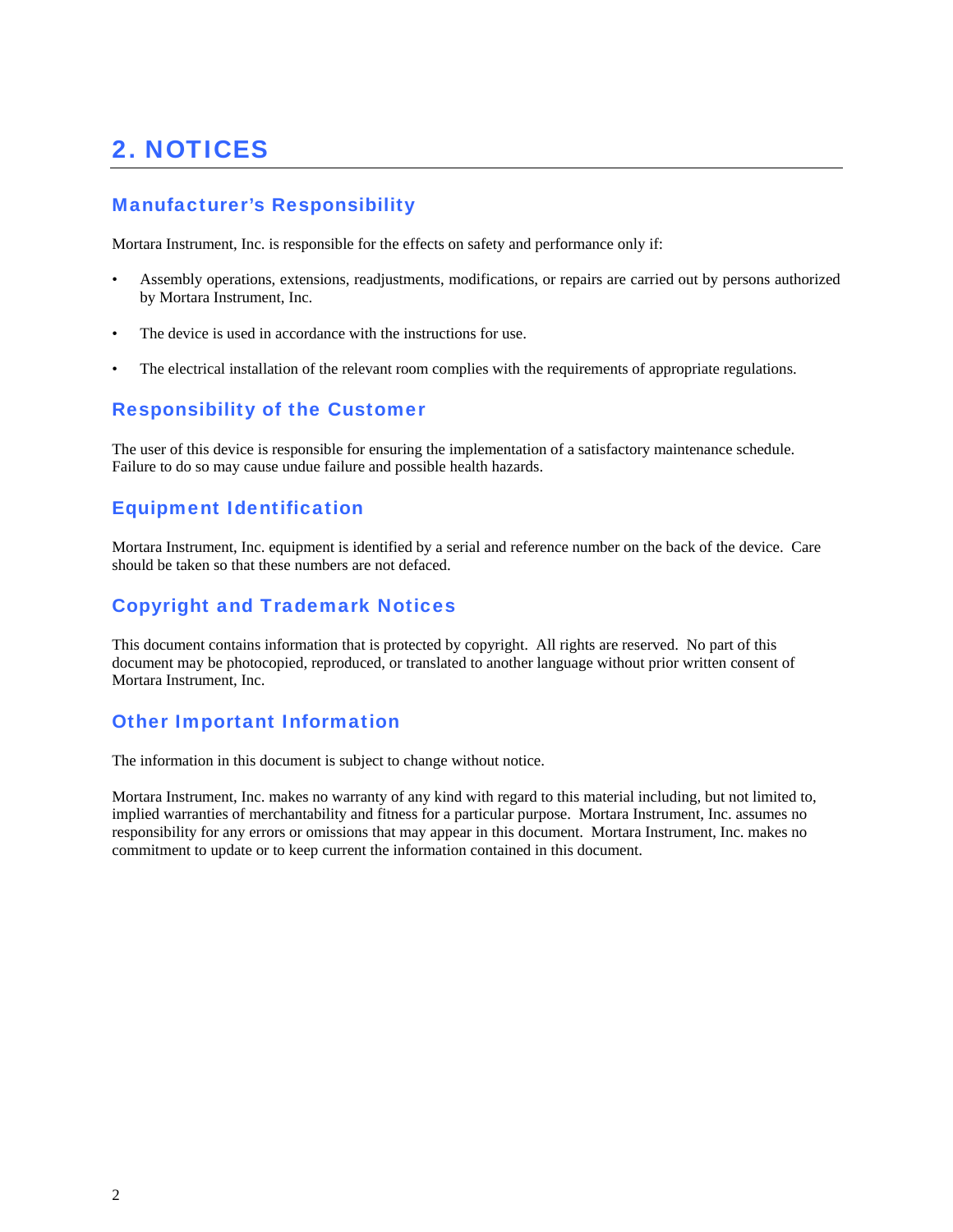# 2. NOTICES

## Manufacturer's Responsibility

Mortara Instrument, Inc. is responsible for the effects on safety and performance only if:

- Assembly operations, extensions, readjustments, modifications, or repairs are carried out by persons authorized by Mortara Instrument, Inc.
- The device is used in accordance with the instructions for use.
- The electrical installation of the relevant room complies with the requirements of appropriate regulations.

## Responsibility of the Customer

The user of this device is responsible for ensuring the implementation of a satisfactory maintenance schedule. Failure to do so may cause undue failure and possible health hazards.

## Equipment Identification

Mortara Instrument, Inc. equipment is identified by a serial and reference number on the back of the device. Care should be taken so that these numbers are not defaced.

## Copyright and Trademark Notices

This document contains information that is protected by copyright. All rights are reserved. No part of this document may be photocopied, reproduced, or translated to another language without prior written consent of Mortara Instrument, Inc.

## Other Important Information

The information in this document is subject to change without notice.

Mortara Instrument, Inc. makes no warranty of any kind with regard to this material including, but not limited to, implied warranties of merchantability and fitness for a particular purpose. Mortara Instrument, Inc. assumes no responsibility for any errors or omissions that may appear in this document. Mortara Instrument, Inc. makes no commitment to update or to keep current the information contained in this document.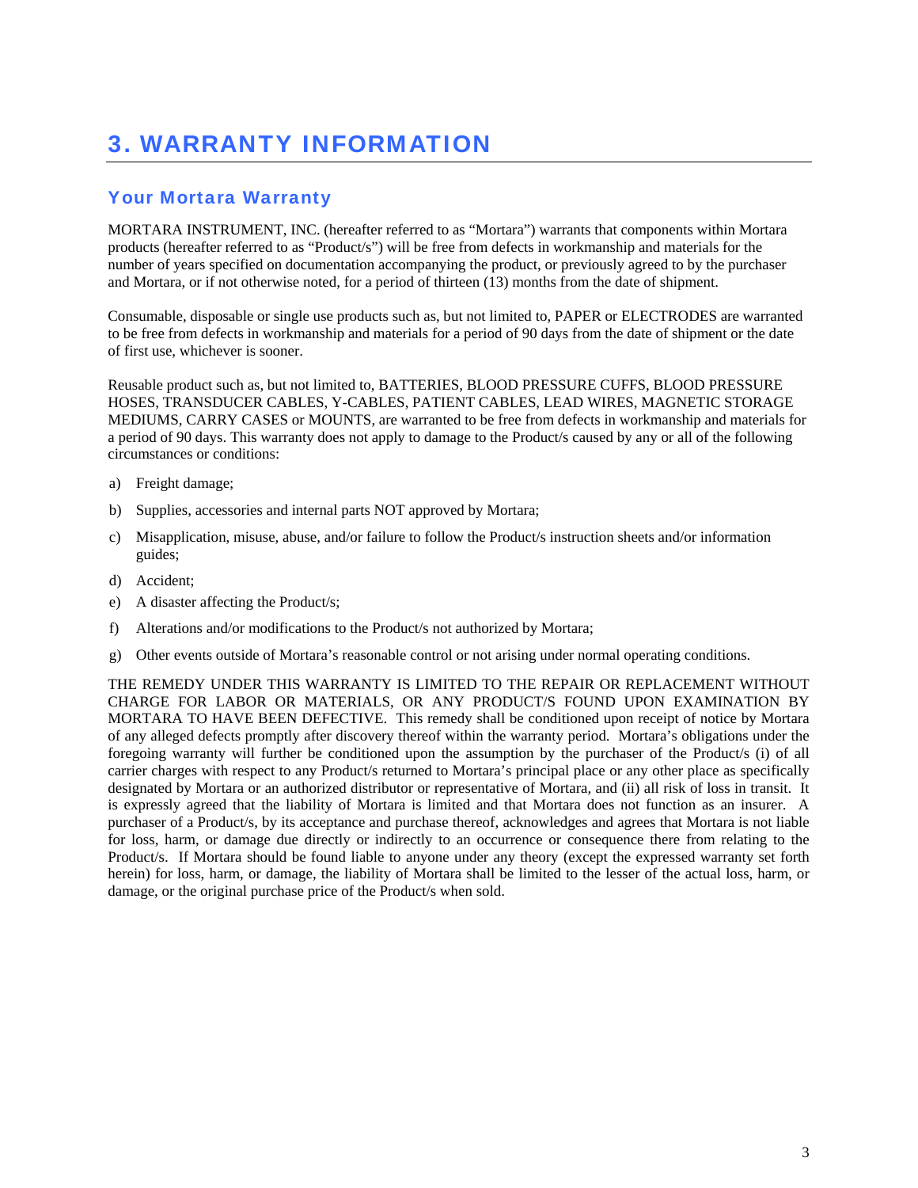# 3. WARRANTY INFORMATION

## Your Mortara Warranty

MORTARA INSTRUMENT, INC. (hereafter referred to as “Mortara”) warrants that components within Mortara products (hereafter referred to as “Product/s”) will be free from defects in workmanship and materials for the number of years specified on documentation accompanying the product, or previously agreed to by the purchaser and Mortara, or if not otherwise noted, for a period of thirteen (13) months from the date of shipment.

Consumable, disposable or single use products such as, but not limited to, PAPER or ELECTRODES are warranted to be free from defects in workmanship and materials for a period of 90 days from the date of shipment or the date of first use, whichever is sooner.

Reusable product such as, but not limited to, BATTERIES, BLOOD PRESSURE CUFFS, BLOOD PRESSURE HOSES, TRANSDUCER CABLES, Y-CABLES, PATIENT CABLES, LEAD WIRES, MAGNETIC STORAGE MEDIUMS, CARRY CASES or MOUNTS, are warranted to be free from defects in workmanship and materials for a period of 90 days. This warranty does not apply to damage to the Product/s caused by any or all of the following circumstances or conditions:

a) Freight damage;

b) Supplies, accessories and internal parts NOT approved by Mortara;

c) Misapplication, misuse, abuse, and/or failure to follow the Product/s instruction sheets and/or information guides;

d) Accident;

e) A disaster affecting the Product/s;

f) Alterations and/or modifications to the Product/s not authorized by Mortara;

g) Other events outside of Mortara’s reasonable control or not arising under normal operating conditions.

THE REMEDY UNDER THIS WARRANTY IS LIMITED TO THE REPAIR OR REPLACEMENT WITHOUT CHARGE FOR LABOR OR MATERIALS, OR ANY PRODUCT/S FOUND UPON EXAMINATION BY MORTARA TO HAVE BEEN DEFECTIVE. This remedy shall be conditioned upon receipt of notice by Mortara of any alleged defects promptly after discovery thereof within the warranty period. Mortara’s obligations under the foregoing warranty will further be conditioned upon the assumption by the purchaser of the Product/s (i) of all carrier charges with respect to any Product/s returned to Mortara’s principal place or any other place as specifically designated by Mortara or an authorized distributor or representative of Mortara, and (ii) all risk of loss in transit. It is expressly agreed that the liability of Mortara is limited and that Mortara does not function as an insurer. A purchaser of a Product/s, by its acceptance and purchase thereof, acknowledges and agrees that Mortara is not liable for loss, harm, or damage due directly or indirectly to an occurrence or consequence there from relating to the Product/s. If Mortara should be found liable to anyone under any theory (except the expressed warranty set forth herein) for loss, harm, or damage, the liability of Mortara shall be limited to the lesser of the actual loss, harm, or damage, or the original purchase price of the Product/s when sold.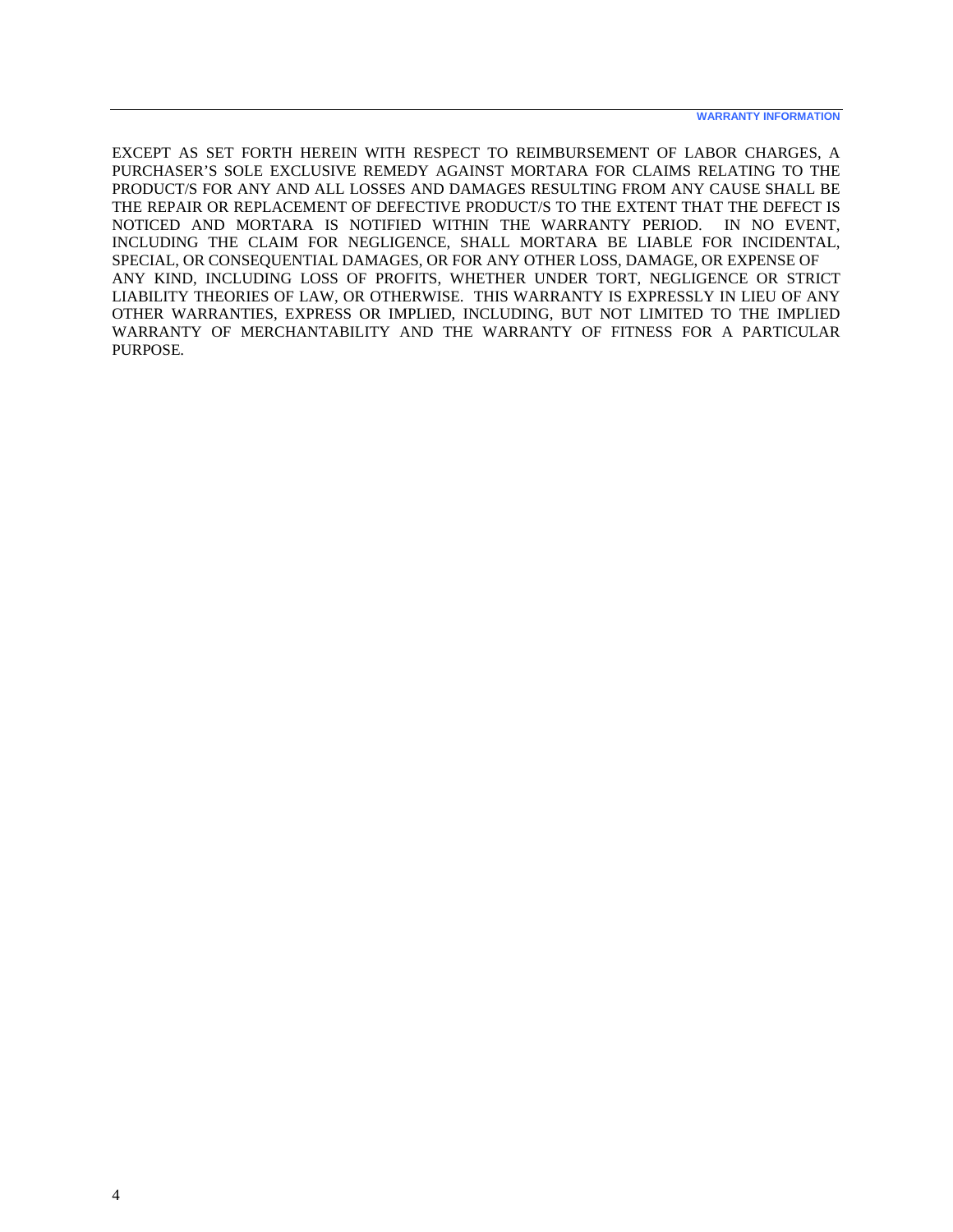EXCEPT AS SET FORTH HEREIN WITH RESPECT TO REIMBURSEMENT OF LABOR CHARGES, A PURCHASER'S SOLE EXCLUSIVE REMEDY AGAINST MORTARA FOR CLAIMS RELATING TO THE PRODUCT/S FOR ANY AND ALL LOSSES AND DAMAGES RESULTING FROM ANY CAUSE SHALL BE THE REPAIR OR REPLACEMENT OF DEFECTIVE PRODUCT/S TO THE EXTENT THAT THE DEFECT IS NOTICED AND MORTARA IS NOTIFIED WITHIN THE WARRANTY PERIOD. IN NO EVENT, INCLUDING THE CLAIM FOR NEGLIGENCE, SHALL MORTARA BE LIABLE FOR INCIDENTAL, SPECIAL, OR CONSEQUENTIAL DAMAGES, OR FOR ANY OTHER LOSS, DAMAGE, OR EXPENSE OF ANY KIND, INCLUDING LOSS OF PROFITS, WHETHER UNDER TORT, NEGLIGENCE OR STRICT LIABILITY THEORIES OF LAW, OR OTHERWISE. THIS WARRANTY IS EXPRESSLY IN LIEU OF ANY OTHER WARRANTIES, EXPRESS OR IMPLIED, INCLUDING, BUT NOT LIMITED TO THE IMPLIED WARRANTY OF MERCHANTABILITY AND THE WARRANTY OF FITNESS FOR A PARTICULAR PURPOSE.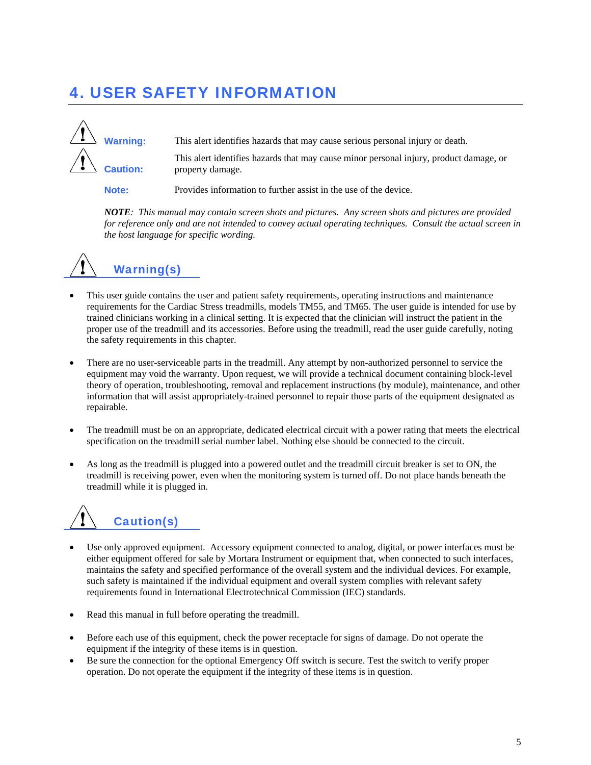# 4. USER SAFETY INFORMATION

| | |
|---|---|
| **Warning:** | This alert identifies hazards that may cause serious personal injury or death. |
| **Caution:** | This alert identifies hazards that may cause minor personal injury, product damage, or property damage. |
| **Note:** | Provides information to further assist in the use of the device. |

***NOTE**: This manual may contain screen shots and pictures. Any screen shots and pictures are provided for reference only and are not intended to convey actual operating techniques. Consult the actual screen in the host language for specific wording.*

## Warning(s)

- This user guide contains the user and patient safety requirements, operating instructions and maintenance requirements for the Cardiac Stress treadmills, models TM55, and TM65. The user guide is intended for use by trained clinicians working in a clinical setting. It is expected that the clinician will instruct the patient in the proper use of the treadmill and its accessories. Before using the treadmill, read the user guide carefully, noting the safety requirements in this chapter.

- There are no user-serviceable parts in the treadmill. Any attempt by non-authorized personnel to service the equipment may void the warranty. Upon request, we will provide a technical document containing block-level theory of operation, troubleshooting, removal and replacement instructions (by module), maintenance, and other information that will assist appropriately-trained personnel to repair those parts of the equipment designated as repairable.

- The treadmill must be on an appropriate, dedicated electrical circuit with a power rating that meets the electrical specification on the treadmill serial number label. Nothing else should be connected to the circuit.

- As long as the treadmill is plugged into a powered outlet and the treadmill circuit breaker is set to ON, the treadmill is receiving power, even when the monitoring system is turned off. Do not place hands beneath the treadmill while it is plugged in.

## Caution(s)

- Use only approved equipment. Accessory equipment connected to analog, digital, or power interfaces must be either equipment offered for sale by Mortara Instrument or equipment that, when connected to such interfaces, maintains the safety and specified performance of the overall system and the individual devices. For example, such safety is maintained if the individual equipment and overall system complies with relevant safety requirements found in International Electrotechnical Commission (IEC) standards.

- Read this manual in full before operating the treadmill.

- Before each use of this equipment, check the power receptacle for signs of damage. Do not operate the equipment if the integrity of these items is in question.
- Be sure the connection for the optional Emergency Off switch is secure. Test the switch to verify proper operation. Do not operate the equipment if the integrity of these items is in question.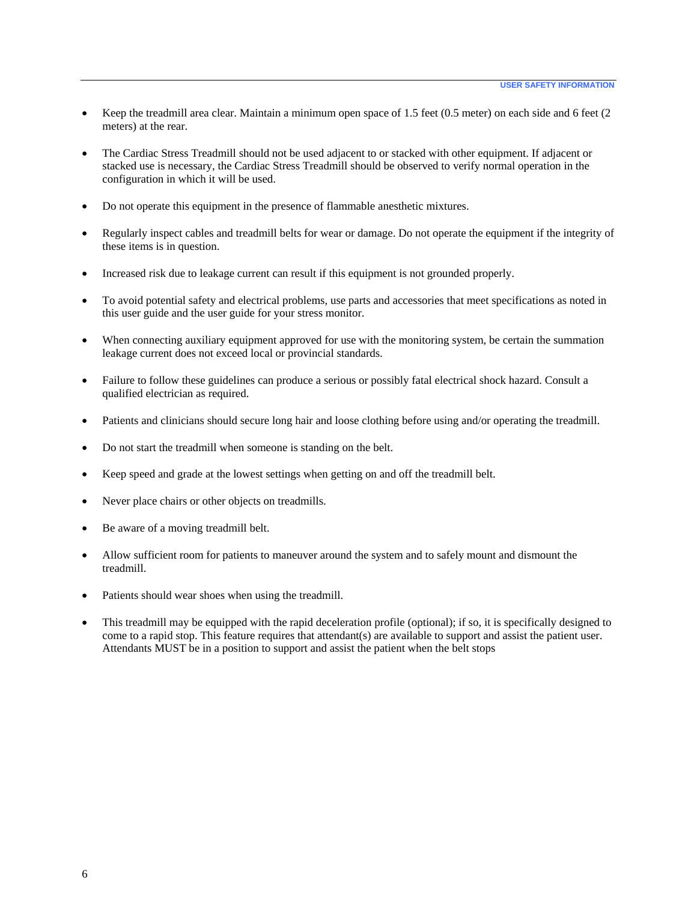- Keep the treadmill area clear. Maintain a minimum open space of 1.5 feet (0.5 meter) on each side and 6 feet (2 meters) at the rear.
- The Cardiac Stress Treadmill should not be used adjacent to or stacked with other equipment. If adjacent or stacked use is necessary, the Cardiac Stress Treadmill should be observed to verify normal operation in the configuration in which it will be used.
- Do not operate this equipment in the presence of flammable anesthetic mixtures.
- Regularly inspect cables and treadmill belts for wear or damage. Do not operate the equipment if the integrity of these items is in question.
- Increased risk due to leakage current can result if this equipment is not grounded properly.
- To avoid potential safety and electrical problems, use parts and accessories that meet specifications as noted in this user guide and the user guide for your stress monitor.
- When connecting auxiliary equipment approved for use with the monitoring system, be certain the summation leakage current does not exceed local or provincial standards.
- Failure to follow these guidelines can produce a serious or possibly fatal electrical shock hazard. Consult a qualified electrician as required.
- Patients and clinicians should secure long hair and loose clothing before using and/or operating the treadmill.
- Do not start the treadmill when someone is standing on the belt.
- Keep speed and grade at the lowest settings when getting on and off the treadmill belt.
- Never place chairs or other objects on treadmills.
- Be aware of a moving treadmill belt.
- Allow sufficient room for patients to maneuver around the system and to safely mount and dismount the treadmill.
- Patients should wear shoes when using the treadmill.
- This treadmill may be equipped with the rapid deceleration profile (optional); if so, it is specifically designed to come to a rapid stop. This feature requires that attendant(s) are available to support and assist the patient user. Attendants MUST be in a position to support and assist the patient when the belt stops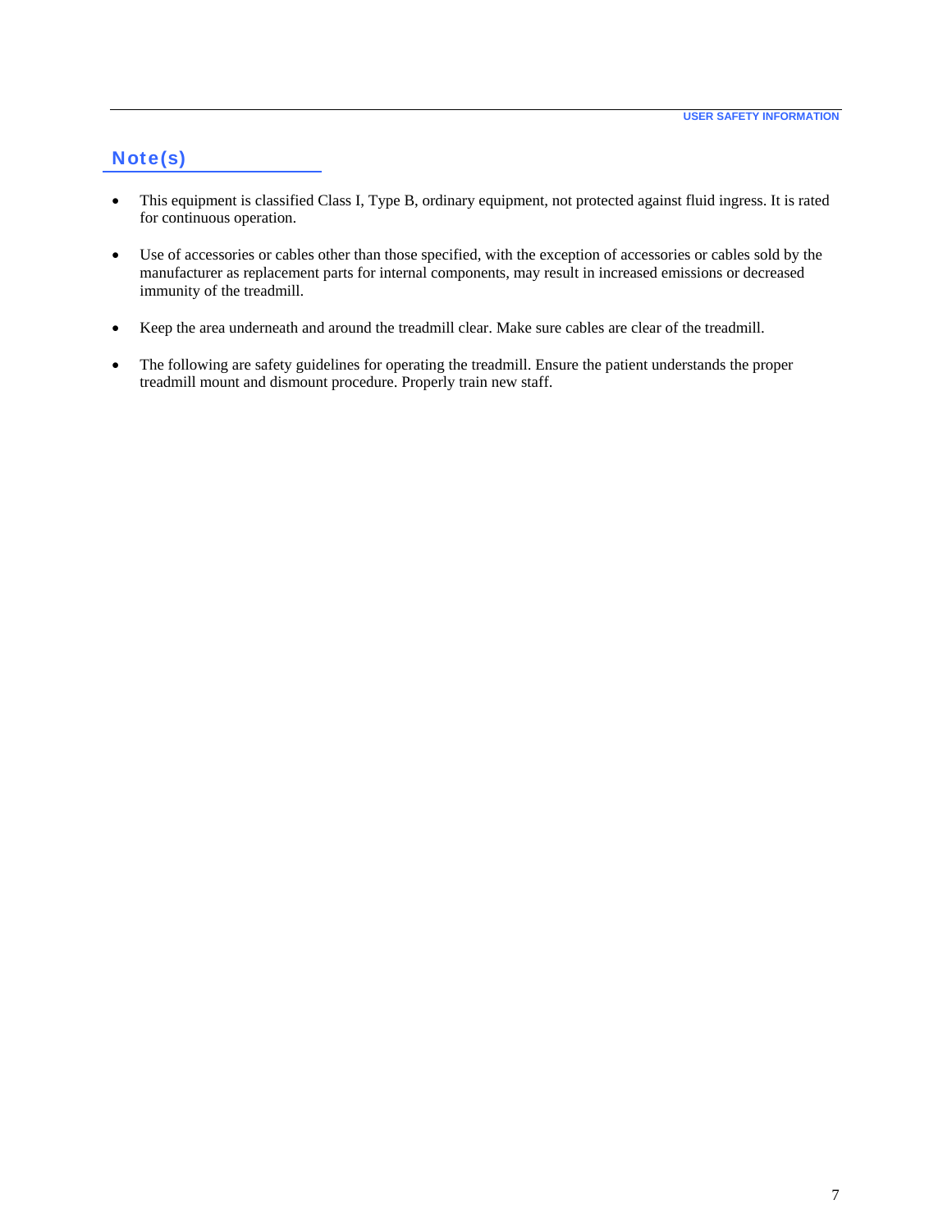## Note(s)

- This equipment is classified Class I, Type B, ordinary equipment, not protected against fluid ingress. It is rated for continuous operation.
- Use of accessories or cables other than those specified, with the exception of accessories or cables sold by the manufacturer as replacement parts for internal components, may result in increased emissions or decreased immunity of the treadmill.
- Keep the area underneath and around the treadmill clear. Make sure cables are clear of the treadmill.
- The following are safety guidelines for operating the treadmill. Ensure the patient understands the proper treadmill mount and dismount procedure. Properly train new staff.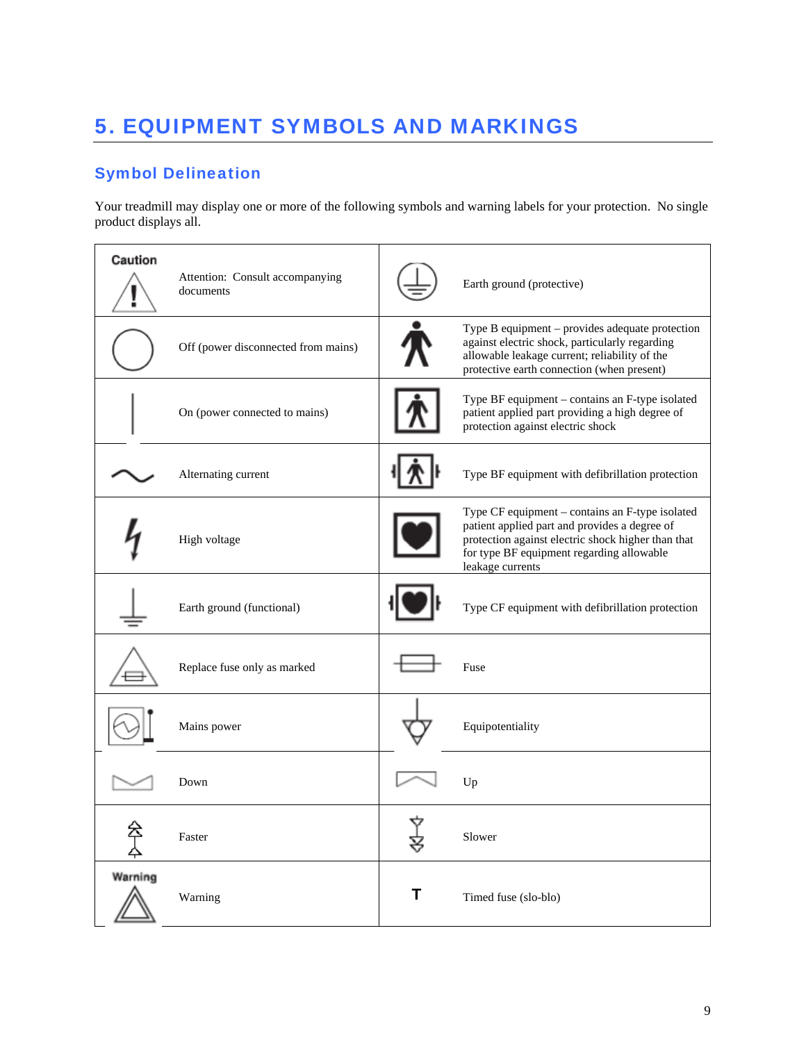# 5. EQUIPMENT SYMBOLS AND MARKINGS

## Symbol Delineation

Your treadmill may display one or more of the following symbols and warning labels for your protection. No single product displays all.

| Symbol | Description | Symbol | Description |
|---|---|---|---|
| Caution | Attention: Consult accompanying documents | | Earth ground (protective) |
| | Off (power disconnected from mains) | | Type B equipment – provides adequate protection against electric shock, particularly regarding allowable leakage current; reliability of the protective earth connection (when present) |
| | On (power connected to mains) | | Type BF equipment – contains an F-type isolated patient applied part providing a high degree of protection against electric shock |
| | Alternating current | | Type BF equipment with defibrillation protection |
| | High voltage | | Type CF equipment – contains an F-type isolated patient applied part and provides a degree of protection against electric shock higher than that for type BF equipment regarding allowable leakage currents |
| | Earth ground (functional) | | Type CF equipment with defibrillation protection |
| | Replace fuse only as marked | | Fuse |
| | Mains power | | Equipotentiality |
| | Down | | Up |
| | Faster | | Slower |
| Warning | Warning | T | Timed fuse (slo-blo) |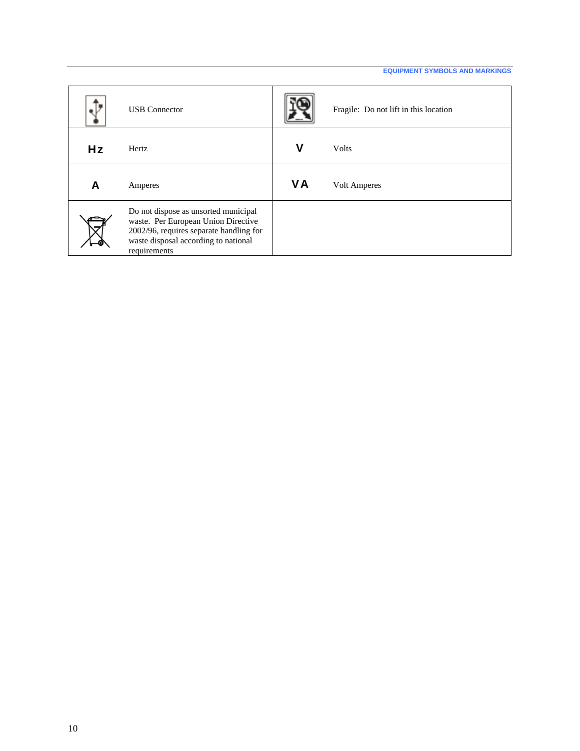| Symbol | Description | Symbol | Description |
|---|---|---|---|
| | USB Connector | | Fragile: Do not lift in this location |
| **Hz** | Hertz | **V** | Volts |
| **A** | Amperes | **VA** | Volt Amperes |
| | Do not dispose as unsorted municipal waste. Per European Union Directive 2002/96, requires separate handling for waste disposal according to national requirements | | |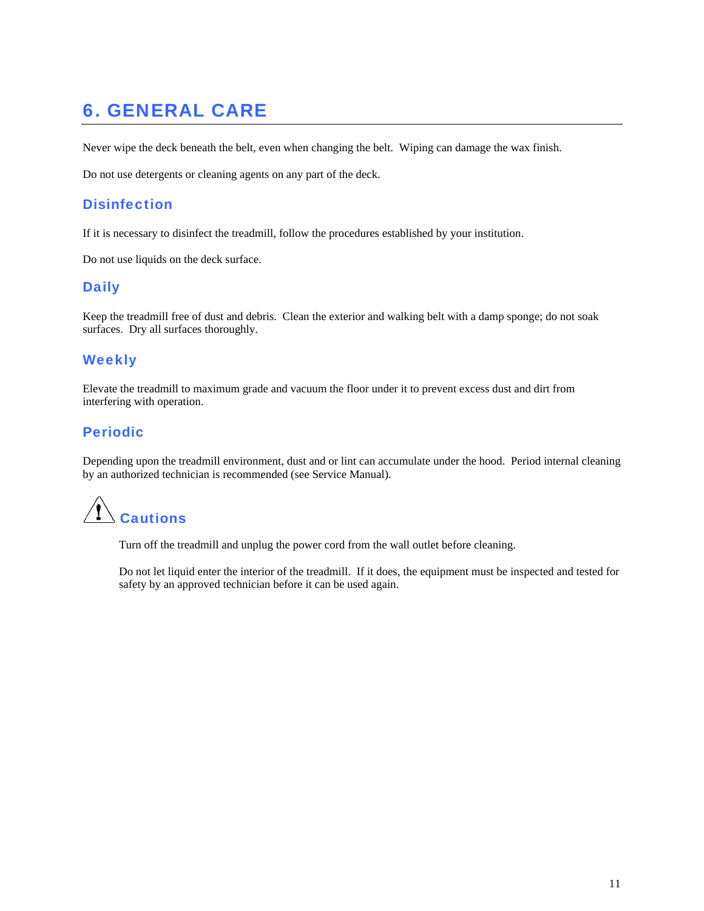# 6. GENERAL CARE

Never wipe the deck beneath the belt, even when changing the belt. Wiping can damage the wax finish.

Do not use detergents or cleaning agents on any part of the deck.

## Disinfection

If it is necessary to disinfect the treadmill, follow the procedures established by your institution.

Do not use liquids on the deck surface.

## Daily

Keep the treadmill free of dust and debris. Clean the exterior and walking belt with a damp sponge; do not soak surfaces. Dry all surfaces thoroughly.

## Weekly

Elevate the treadmill to maximum grade and vacuum the floor under it to prevent excess dust and dirt from interfering with operation.

## Periodic

Depending upon the treadmill environment, dust and or lint can accumulate under the hood. Period internal cleaning by an authorized technician is recommended (see Service Manual).

## Cautions

Turn off the treadmill and unplug the power cord from the wall outlet before cleaning.

Do not let liquid enter the interior of the treadmill. If it does, the equipment must be inspected and tested for safety by an approved technician before it can be used again.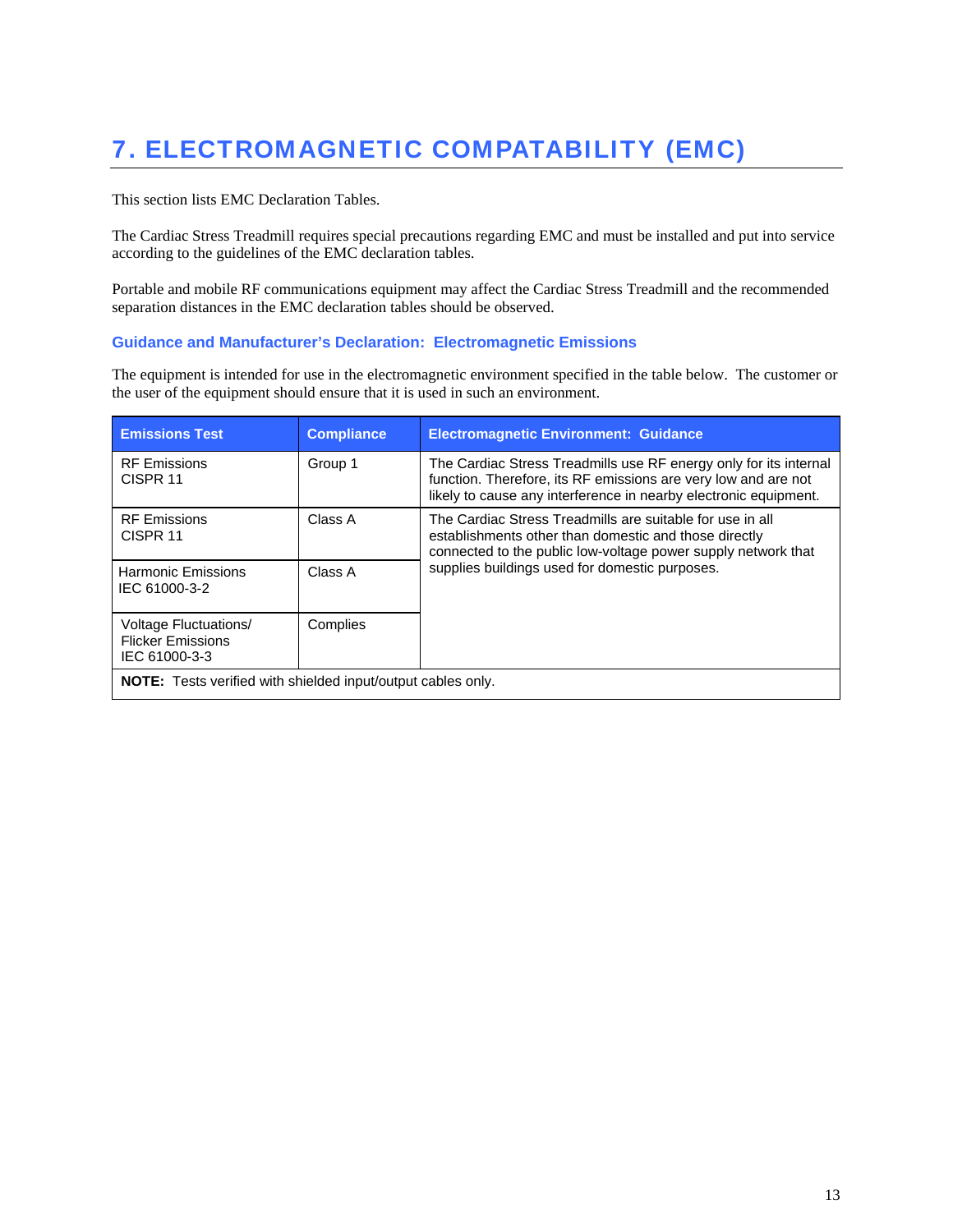# 7. ELECTROMAGNETIC COMPATABILITY (EMC)

This section lists EMC Declaration Tables.

The Cardiac Stress Treadmill requires special precautions regarding EMC and must be installed and put into service according to the guidelines of the EMC declaration tables.

Portable and mobile RF communications equipment may affect the Cardiac Stress Treadmill and the recommended separation distances in the EMC declaration tables should be observed.

### Guidance and Manufacturer's Declaration: Electromagnetic Emissions

The equipment is intended for use in the electromagnetic environment specified in the table below. The customer or the user of the equipment should ensure that it is used in such an environment.

| Emissions Test | Compliance | Electromagnetic Environment: Guidance |
| --- | --- | --- |
| RF Emissions CISPR 11 | Group 1 | The Cardiac Stress Treadmills use RF energy only for its internal function. Therefore, its RF emissions are very low and are not likely to cause any interference in nearby electronic equipment. |
| RF Emissions CISPR 11 | Class A | The Cardiac Stress Treadmills are suitable for use in all establishments other than domestic and those directly connected to the public low-voltage power supply network that supplies buildings used for domestic purposes. |
| Harmonic Emissions IEC 61000-3-2 | Class A | |
| Voltage Fluctuations/ Flicker Emissions IEC 61000-3-3 | Complies | |
| **NOTE:** Tests verified with shielded input/output cables only. | | |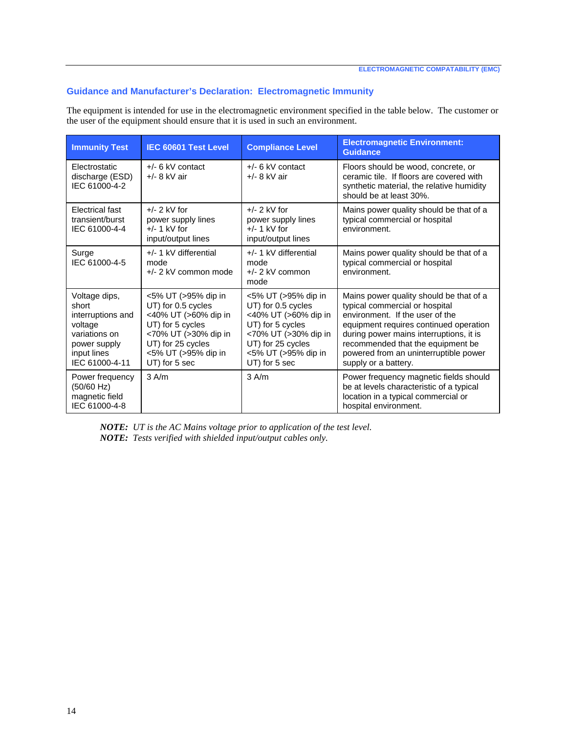## Guidance and Manufacturer's Declaration: Electromagnetic Immunity

The equipment is intended for use in the electromagnetic environment specified in the table below. The customer or the user of the equipment should ensure that it is used in such an environment.

| Immunity Test | IEC 60601 Test Level | Compliance Level | Electromagnetic Environment: Guidance |
|---|---|---|---|
| Electrostatic discharge (ESD) IEC 61000-4-2 | +/- 6 kV contact<br>+/- 8 kV air | +/- 6 kV contact<br>+/- 8 kV air | Floors should be wood, concrete, or ceramic tile. If floors are covered with synthetic material, the relative humidity should be at least 30%. |
| Electrical fast transient/burst IEC 61000-4-4 | +/- 2 kV for power supply lines<br>+/- 1 kV for input/output lines | +/- 2 kV for power supply lines<br>+/- 1 kV for input/output lines | Mains power quality should be that of a typical commercial or hospital environment. |
| Surge IEC 61000-4-5 | +/- 1 kV differential mode<br>+/- 2 kV common mode | +/- 1 kV differential mode<br>+/- 2 kV common mode | Mains power quality should be that of a typical commercial or hospital environment. |
| Voltage dips, short interruptions and voltage variations on power supply input lines IEC 61000-4-11 | <5% UT (>95% dip in UT) for 0.5 cycles<br><40% UT (>60% dip in UT) for 5 cycles<br><70% UT (>30% dip in UT) for 25 cycles<br><5% UT (>95% dip in UT) for 5 sec | <5% UT (>95% dip in UT) for 0.5 cycles<br><40% UT (>60% dip in UT) for 5 cycles<br><70% UT (>30% dip in UT) for 25 cycles<br><5% UT (>95% dip in UT) for 5 sec | Mains power quality should be that of a typical commercial or hospital environment. If the user of the equipment requires continued operation during power mains interruptions, it is recommended that the equipment be powered from an uninterruptible power supply or a battery. |
| Power frequency (50/60 Hz) magnetic field IEC 61000-4-8 | 3 A/m | 3 A/m | Power frequency magnetic fields should be at levels characteristic of a typical location in a typical commercial or hospital environment. |

***NOTE:*** *UT is the AC Mains voltage prior to application of the test level.*
***NOTE:*** *Tests verified with shielded input/output cables only.*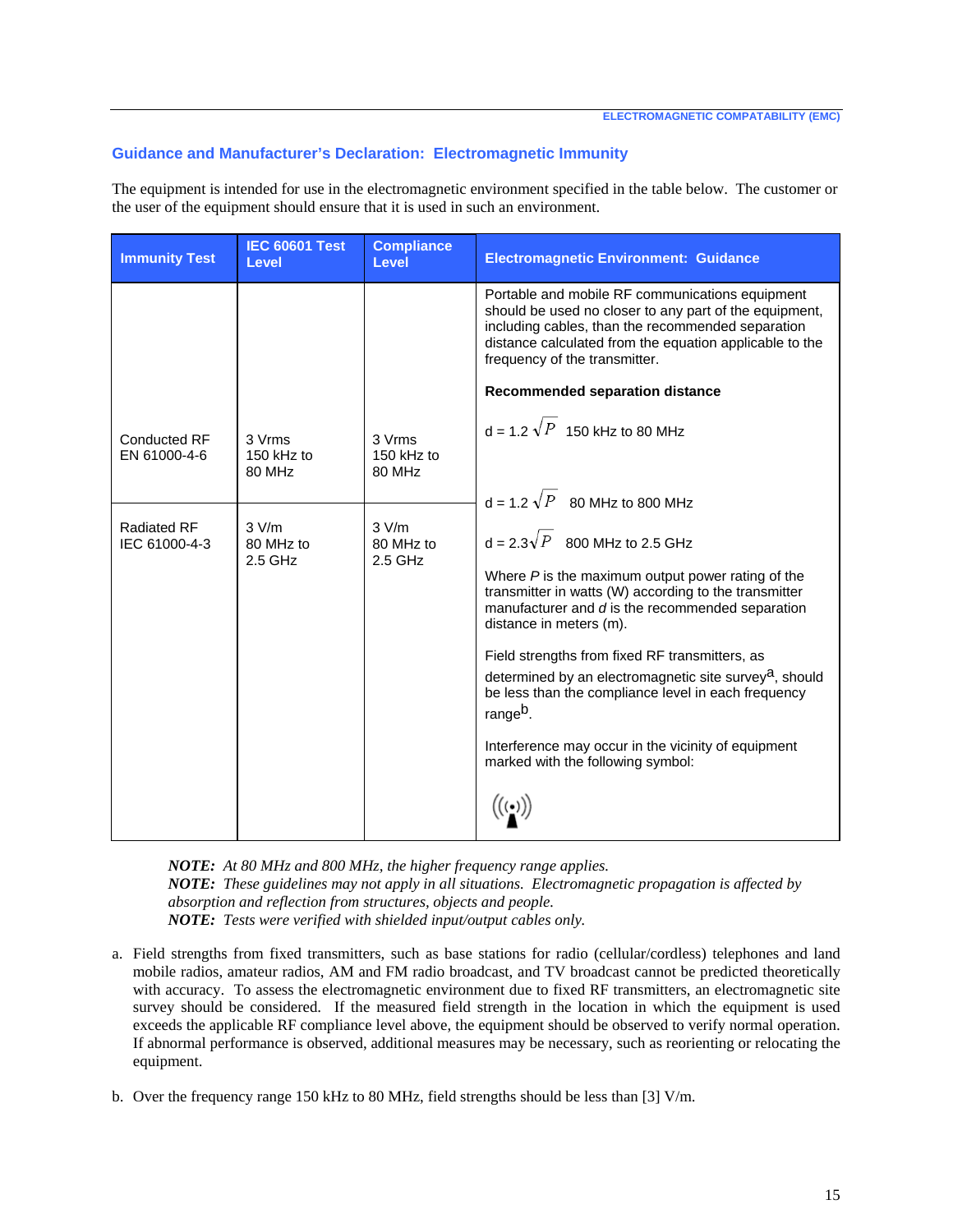## Guidance and Manufacturer's Declaration: Electromagnetic Immunity

The equipment is intended for use in the electromagnetic environment specified in the table below. The customer or the user of the equipment should ensure that it is used in such an environment.

| Immunity Test | IEC 60601 Test Level | Compliance Level | Electromagnetic Environment: Guidance |
|---|---|---|---|
| | | | Portable and mobile RF communications equipment should be used no closer to any part of the equipment, including cables, than the recommended separation distance calculated from the equation applicable to the frequency of the transmitter.<br><br>**Recommended separation distance**<br><br>$d = 1.2\sqrt{P}$ 150 kHz to 80 MHz |
| Conducted RF EN 61000-4-6 | 3 Vrms 150 kHz to 80 MHz | 3 Vrms 150 kHz to 80 MHz | |
| Radiated RF IEC 61000-4-3 | 3 V/m 80 MHz to 2.5 GHz | 3 V/m 80 MHz to 2.5 GHz | $d = 1.2\sqrt{P}$ 80 MHz to 800 MHz<br><br>$d = 2.3\sqrt{P}$ 800 MHz to 2.5 GHz<br><br>Where *P* is the maximum output power rating of the transmitter in watts (W) according to the transmitter manufacturer and *d* is the recommended separation distance in meters (m).<br><br>Field strengths from fixed RF transmitters, as determined by an electromagnetic site survey[a], should be less than the compliance level in each frequency range[b].<br><br>Interference may occur in the vicinity of equipment marked with the following symbol: |

*NOTE: At 80 MHz and 800 MHz, the higher frequency range applies.*
*NOTE: These guidelines may not apply in all situations. Electromagnetic propagation is affected by absorption and reflection from structures, objects and people.*
*NOTE: Tests were verified with shielded input/output cables only.*

a. Field strengths from fixed transmitters, such as base stations for radio (cellular/cordless) telephones and land mobile radios, amateur radios, AM and FM radio broadcast, and TV broadcast cannot be predicted theoretically with accuracy. To assess the electromagnetic environment due to fixed RF transmitters, an electromagnetic site survey should be considered. If the measured field strength in the location in which the equipment is used exceeds the applicable RF compliance level above, the equipment should be observed to verify normal operation. If abnormal performance is observed, additional measures may be necessary, such as reorienting or relocating the equipment.

b. Over the frequency range 150 kHz to 80 MHz, field strengths should be less than [3] V/m.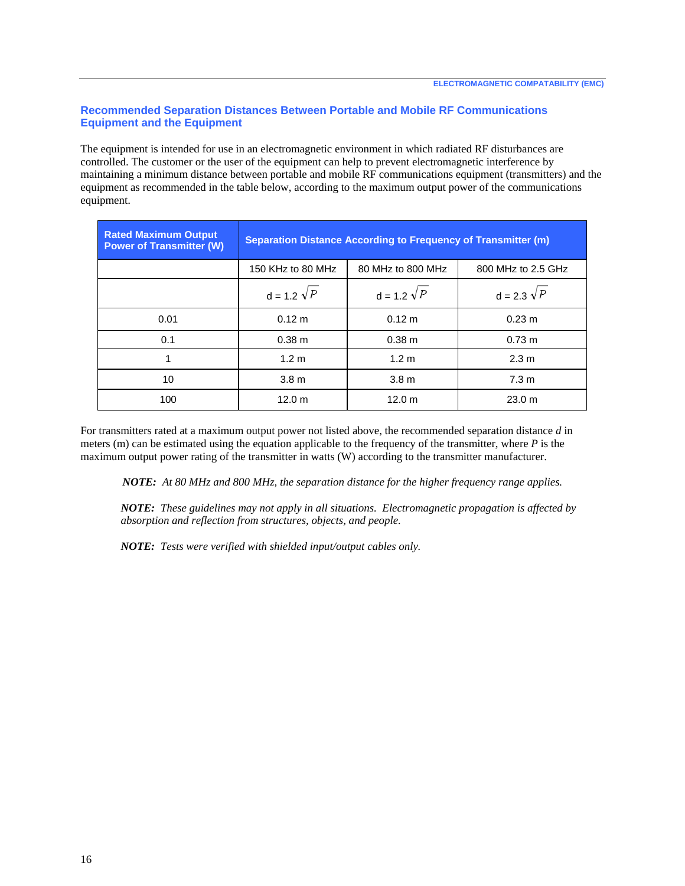## Recommended Separation Distances Between Portable and Mobile RF Communications Equipment and the Equipment

The equipment is intended for use in an electromagnetic environment in which radiated RF disturbances are controlled. The customer or the user of the equipment can help to prevent electromagnetic interference by maintaining a minimum distance between portable and mobile RF communications equipment (transmitters) and the equipment as recommended in the table below, according to the maximum output power of the communications equipment.

| Rated Maximum Output Power of Transmitter (W) | Separation Distance According to Frequency of Transmitter (m) | | |
|---|---|---|---|
| | 150 KHz to 80 MHz | 80 MHz to 800 MHz | 800 MHz to 2.5 GHz |
| | $d = 1.2\sqrt{P}$ | $d = 1.2\sqrt{P}$ | $d = 2.3\sqrt{P}$ |
| 0.01 | 0.12 m | 0.12 m | 0.23 m |
| 0.1 | 0.38 m | 0.38 m | 0.73 m |
| 1 | 1.2 m | 1.2 m | 2.3 m |
| 10 | 3.8 m | 3.8 m | 7.3 m |
| 100 | 12.0 m | 12.0 m | 23.0 m |

For transmitters rated at a maximum output power not listed above, the recommended separation distance $d$ in meters (m) can be estimated using the equation applicable to the frequency of the transmitter, where $P$ is the maximum output power rating of the transmitter in watts (W) according to the transmitter manufacturer.

> ***NOTE:*** *At 80 MHz and 800 MHz, the separation distance for the higher frequency range applies.*

> ***NOTE:*** *These guidelines may not apply in all situations. Electromagnetic propagation is affected by absorption and reflection from structures, objects, and people.*

> ***NOTE:*** *Tests were verified with shielded input/output cables only.*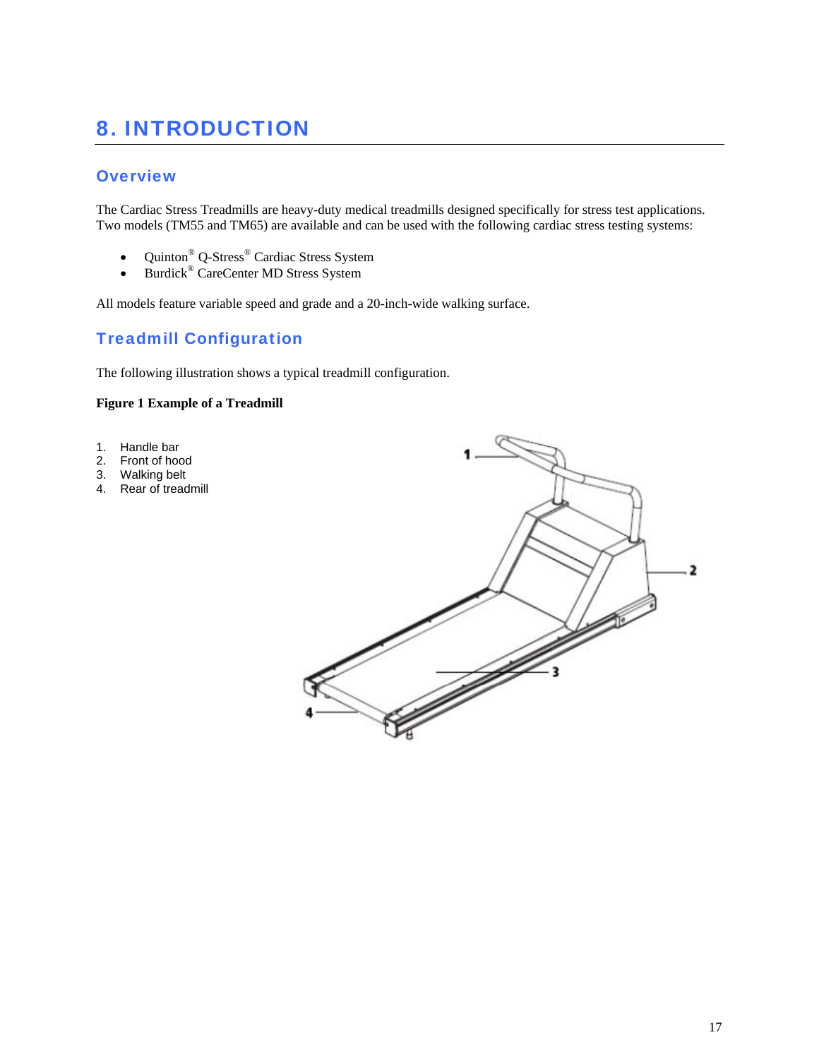# 8. INTRODUCTION

## Overview

The Cardiac Stress Treadmills are heavy-duty medical treadmills designed specifically for stress test applications. Two models (TM55 and TM65) are available and can be used with the following cardiac stress testing systems:

- Quinton® Q-Stress® Cardiac Stress System
- Burdick® CareCenter MD Stress System

All models feature variable speed and grade and a 20-inch-wide walking surface.

## Treadmill Configuration

The following illustration shows a typical treadmill configuration.

**Figure 1 Example of a Treadmill**

1. Handle bar
2. Front of hood
3. Walking belt
4. Rear of treadmill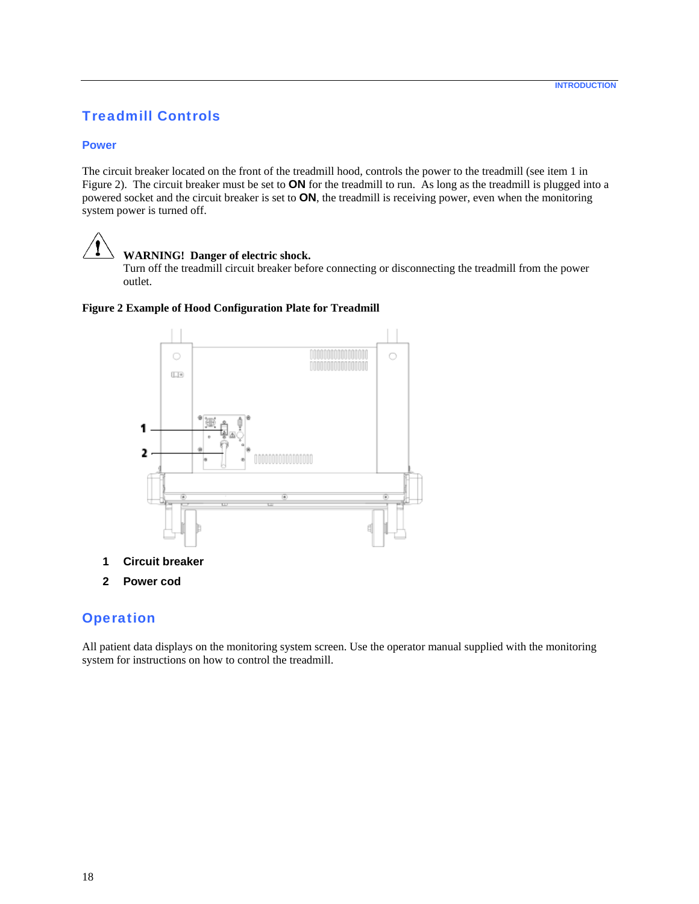## Treadmill Controls

### Power

The circuit breaker located on the front of the treadmill hood, controls the power to the treadmill (see item 1 in Figure 2). The circuit breaker must be set to **ON** for the treadmill to run. As long as the treadmill is plugged into a powered socket and the circuit breaker is set to **ON**, the treadmill is receiving power, even when the monitoring system power is turned off.

**WARNING! Danger of electric shock.**
Turn off the treadmill circuit breaker before connecting or disconnecting the treadmill from the power outlet.

**Figure 2 Example of Hood Configuration Plate for Treadmill**

1 **Circuit breaker**

2 **Power cod**

## Operation

All patient data displays on the monitoring system screen. Use the operator manual supplied with the monitoring system for instructions on how to control the treadmill.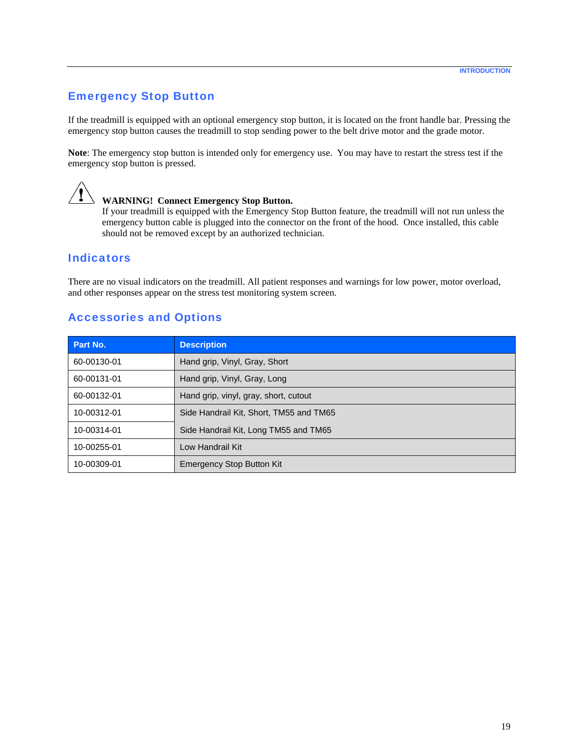## Emergency Stop Button

If the treadmill is equipped with an optional emergency stop button, it is located on the front handle bar. Pressing the emergency stop button causes the treadmill to stop sending power to the belt drive motor and the grade motor.

**Note**: The emergency stop button is intended only for emergency use. You may have to restart the stress test if the emergency stop button is pressed.

**WARNING! Connect Emergency Stop Button.**
If your treadmill is equipped with the Emergency Stop Button feature, the treadmill will not run unless the emergency button cable is plugged into the connector on the front of the hood. Once installed, this cable should not be removed except by an authorized technician.

## Indicators

There are no visual indicators on the treadmill. All patient responses and warnings for low power, motor overload, and other responses appear on the stress test monitoring system screen.

## Accessories and Options

| Part No. | Description |
|---|---|
| 60-00130-01 | Hand grip, Vinyl, Gray, Short |
| 60-00131-01 | Hand grip, Vinyl, Gray, Long |
| 60-00132-01 | Hand grip, vinyl, gray, short, cutout |
| 10-00312-01 | Side Handrail Kit, Short, TM55 and TM65 |
| 10-00314-01 | Side Handrail Kit, Long TM55 and TM65 |
| 10-00255-01 | Low Handrail Kit |
| 10-00309-01 | Emergency Stop Button Kit |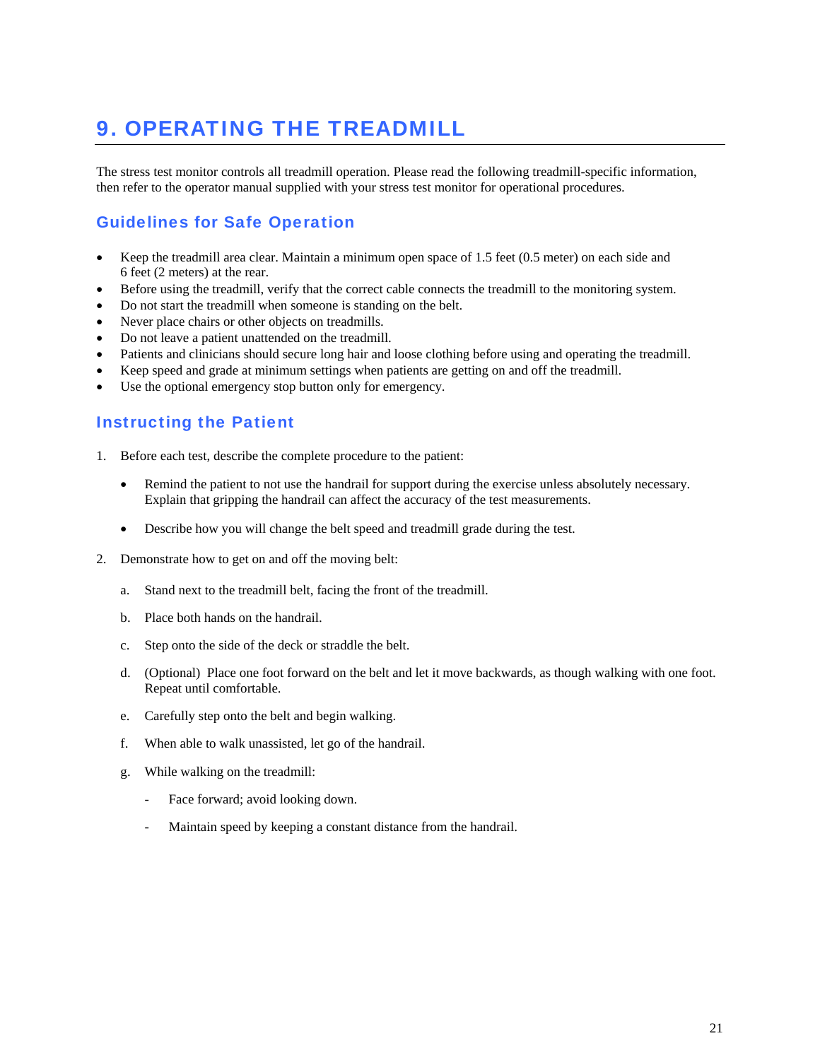# 9. OPERATING THE TREADMILL

The stress test monitor controls all treadmill operation. Please read the following treadmill-specific information, then refer to the operator manual supplied with your stress test monitor for operational procedures.

## Guidelines for Safe Operation

- Keep the treadmill area clear. Maintain a minimum open space of 1.5 feet (0.5 meter) on each side and 6 feet (2 meters) at the rear.
- Before using the treadmill, verify that the correct cable connects the treadmill to the monitoring system.
- Do not start the treadmill when someone is standing on the belt.
- Never place chairs or other objects on treadmills.
- Do not leave a patient unattended on the treadmill.
- Patients and clinicians should secure long hair and loose clothing before using and operating the treadmill.
- Keep speed and grade at minimum settings when patients are getting on and off the treadmill.
- Use the optional emergency stop button only for emergency.

## Instructing the Patient

1. Before each test, describe the complete procedure to the patient:

   - Remind the patient to not use the handrail for support during the exercise unless absolutely necessary. Explain that gripping the handrail can affect the accuracy of the test measurements.

   - Describe how you will change the belt speed and treadmill grade during the test.

2. Demonstrate how to get on and off the moving belt:

   a. Stand next to the treadmill belt, facing the front of the treadmill.

   b. Place both hands on the handrail.

   c. Step onto the side of the deck or straddle the belt.

   d. (Optional) Place one foot forward on the belt and let it move backwards, as though walking with one foot. Repeat until comfortable.

   e. Carefully step onto the belt and begin walking.

   f. When able to walk unassisted, let go of the handrail.

   g. While walking on the treadmill:

      - Face forward; avoid looking down.

      - Maintain speed by keeping a constant distance from the handrail.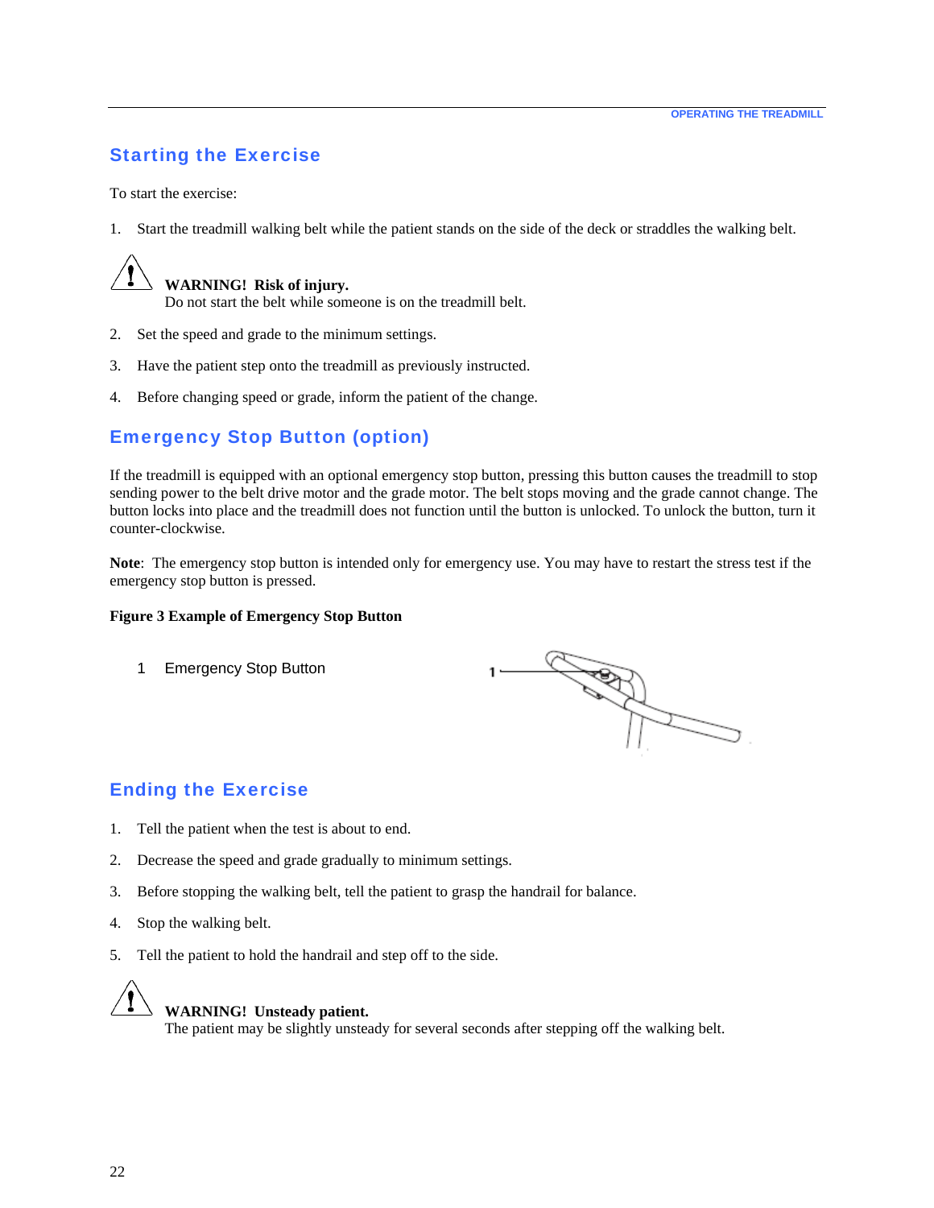## Starting the Exercise

To start the exercise:

1. Start the treadmill walking belt while the patient stands on the side of the deck or straddles the walking belt.

> **WARNING! Risk of injury.**
> Do not start the belt while someone is on the treadmill belt.

2. Set the speed and grade to the minimum settings.
3. Have the patient step onto the treadmill as previously instructed.
4. Before changing speed or grade, inform the patient of the change.

## Emergency Stop Button (option)

If the treadmill is equipped with an optional emergency stop button, pressing this button causes the treadmill to stop sending power to the belt drive motor and the grade motor. The belt stops moving and the grade cannot change. The button locks into place and the treadmill does not function until the button is unlocked. To unlock the button, turn it counter-clockwise.

**Note**: The emergency stop button is intended only for emergency use. You may have to restart the stress test if the emergency stop button is pressed.

**Figure 3 Example of Emergency Stop Button**

1 Emergency Stop Button

## Ending the Exercise

1. Tell the patient when the test is about to end.
2. Decrease the speed and grade gradually to minimum settings.
3. Before stopping the walking belt, tell the patient to grasp the handrail for balance.
4. Stop the walking belt.
5. Tell the patient to hold the handrail and step off to the side.

> **WARNING! Unsteady patient.**
> The patient may be slightly unsteady for several seconds after stepping off the walking belt.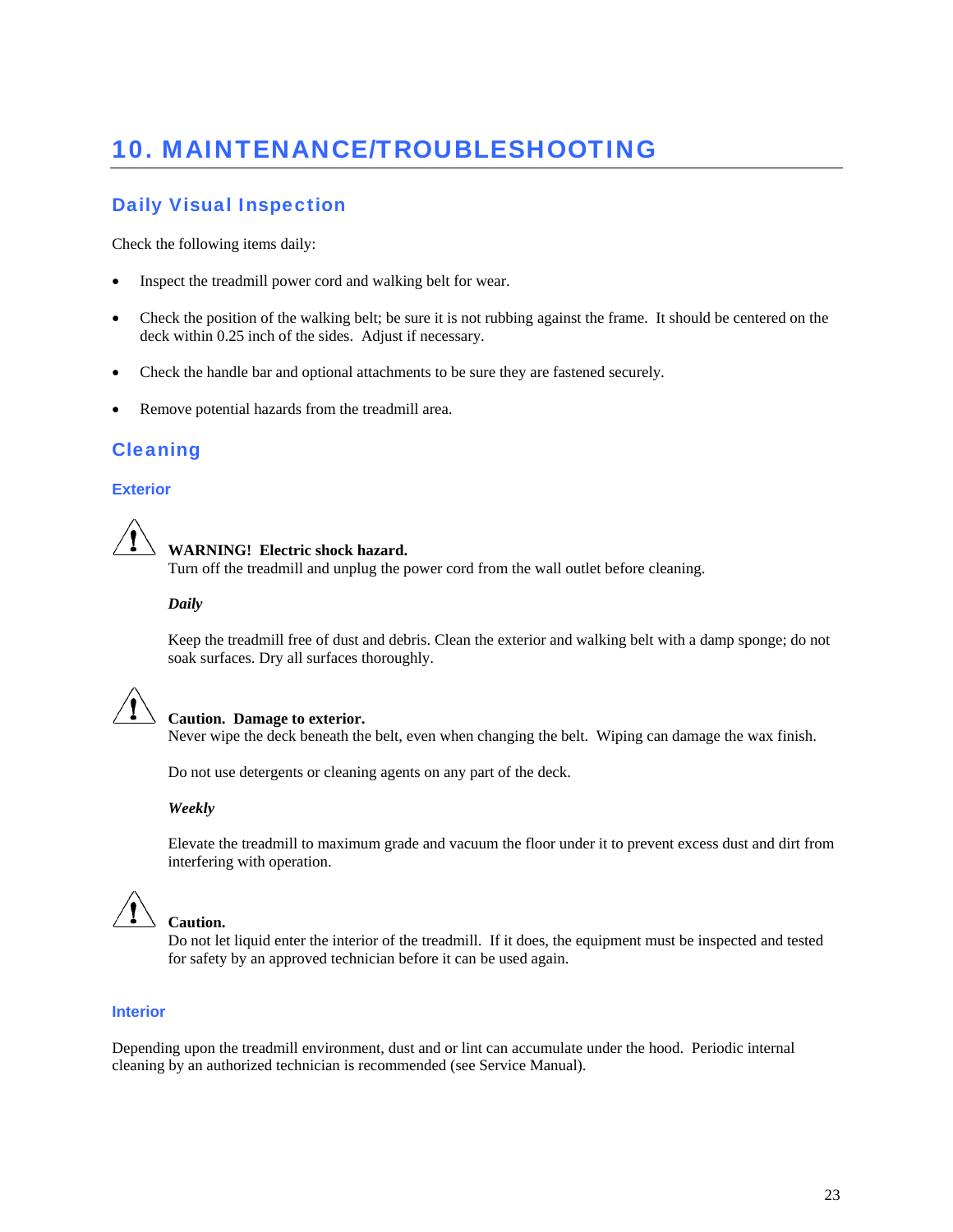# 10. MAINTENANCE/TROUBLESHOOTING

## Daily Visual Inspection

Check the following items daily:

- Inspect the treadmill power cord and walking belt for wear.
- Check the position of the walking belt; be sure it is not rubbing against the frame. It should be centered on the deck within 0.25 inch of the sides. Adjust if necessary.
- Check the handle bar and optional attachments to be sure they are fastened securely.
- Remove potential hazards from the treadmill area.

## Cleaning

### Exterior

**WARNING! Electric shock hazard.**
Turn off the treadmill and unplug the power cord from the wall outlet before cleaning.

***Daily***

Keep the treadmill free of dust and debris. Clean the exterior and walking belt with a damp sponge; do not soak surfaces. Dry all surfaces thoroughly.

**Caution. Damage to exterior.**
Never wipe the deck beneath the belt, even when changing the belt. Wiping can damage the wax finish.

Do not use detergents or cleaning agents on any part of the deck.

***Weekly***

Elevate the treadmill to maximum grade and vacuum the floor under it to prevent excess dust and dirt from interfering with operation.

**Caution.**
Do not let liquid enter the interior of the treadmill. If it does, the equipment must be inspected and tested for safety by an approved technician before it can be used again.

### Interior

Depending upon the treadmill environment, dust and or lint can accumulate under the hood. Periodic internal cleaning by an authorized technician is recommended (see Service Manual).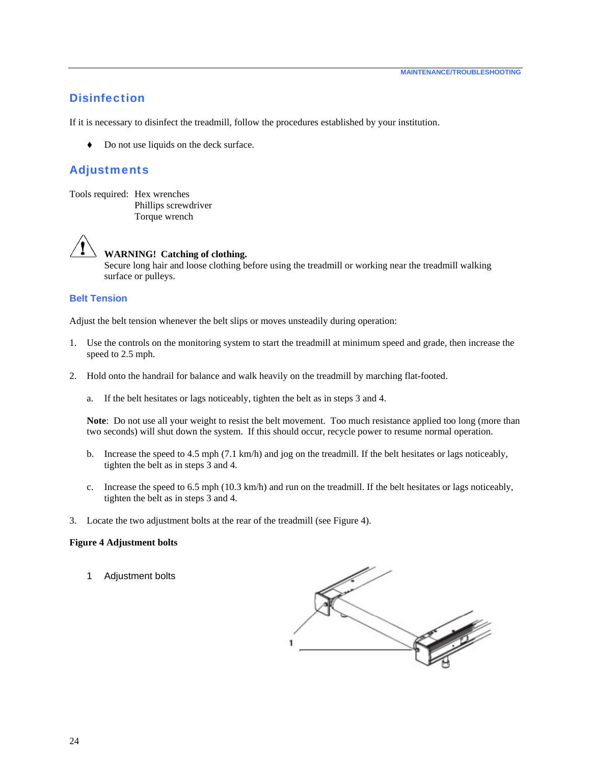## Disinfection

If it is necessary to disinfect the treadmill, follow the procedures established by your institution.

- Do not use liquids on the deck surface.

## Adjustments

Tools required: Hex wrenches
Phillips screwdriver
Torque wrench

**WARNING! Catching of clothing.**
Secure long hair and loose clothing before using the treadmill or working near the treadmill walking surface or pulleys.

### Belt Tension

Adjust the belt tension whenever the belt slips or moves unsteadily during operation:

1. Use the controls on the monitoring system to start the treadmill at minimum speed and grade, then increase the speed to 2.5 mph.

2. Hold onto the handrail for balance and walk heavily on the treadmill by marching flat-footed.

   a. If the belt hesitates or lags noticeably, tighten the belt as in steps 3 and 4.

   **Note**: Do not use all your weight to resist the belt movement. Too much resistance applied too long (more than two seconds) will shut down the system. If this should occur, recycle power to resume normal operation.

   b. Increase the speed to 4.5 mph (7.1 km/h) and jog on the treadmill. If the belt hesitates or lags noticeably, tighten the belt as in steps 3 and 4.

   c. Increase the speed to 6.5 mph (10.3 km/h) and run on the treadmill. If the belt hesitates or lags noticeably, tighten the belt as in steps 3 and 4.

3. Locate the two adjustment bolts at the rear of the treadmill (see Figure 4).

**Figure 4 Adjustment bolts**

1 Adjustment bolts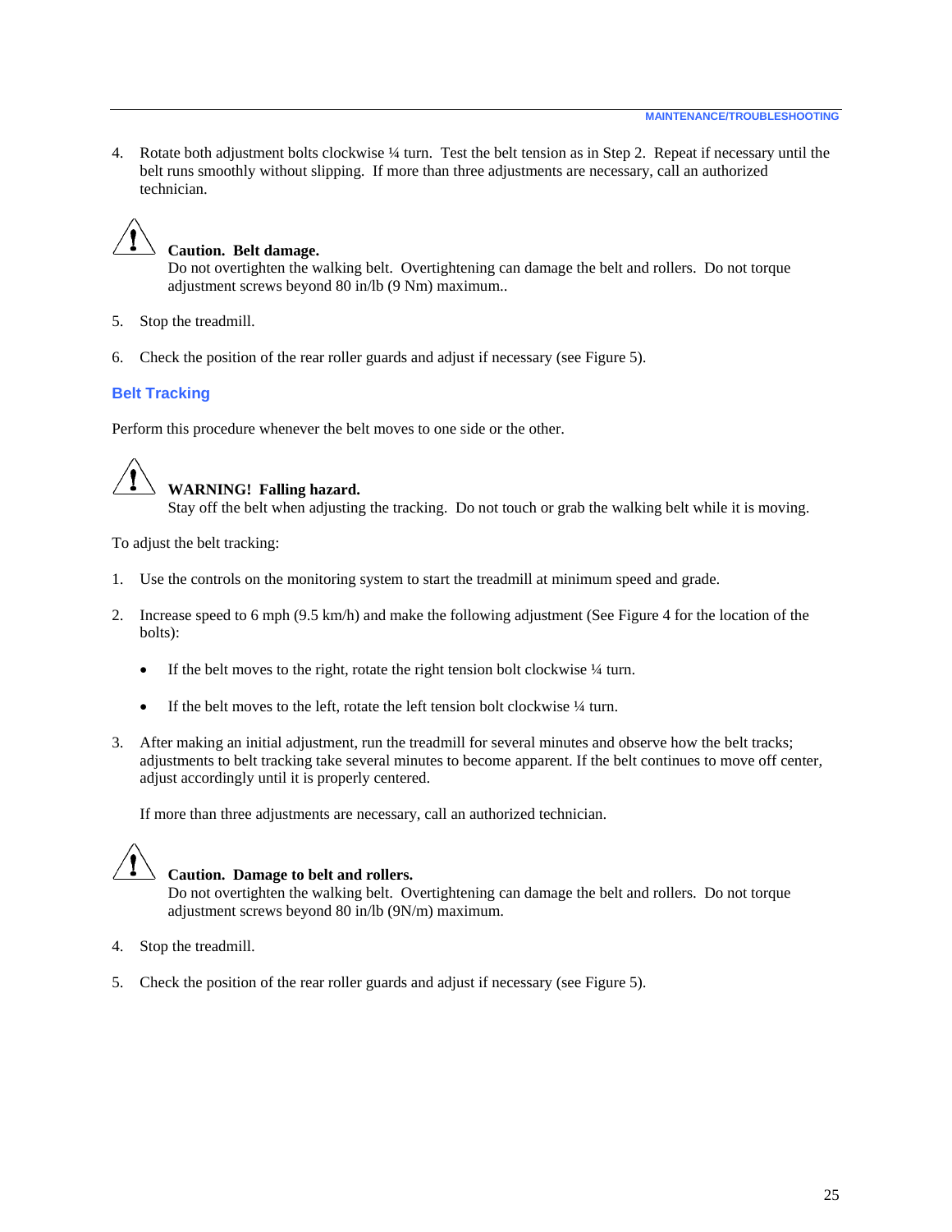4. Rotate both adjustment bolts clockwise ¼ turn. Test the belt tension as in Step 2. Repeat if necessary until the belt runs smoothly without slipping. If more than three adjustments are necessary, call an authorized technician.

> **Caution. Belt damage.**
> Do not overtighten the walking belt. Overtightening can damage the belt and rollers. Do not torque adjustment screws beyond 80 in/lb (9 Nm) maximum..

5. Stop the treadmill.

6. Check the position of the rear roller guards and adjust if necessary (see Figure 5).

## Belt Tracking

Perform this procedure whenever the belt moves to one side or the other.

> **WARNING! Falling hazard.**
> Stay off the belt when adjusting the tracking. Do not touch or grab the walking belt while it is moving.

To adjust the belt tracking:

1. Use the controls on the monitoring system to start the treadmill at minimum speed and grade.

2. Increase speed to 6 mph (9.5 km/h) and make the following adjustment (See Figure 4 for the location of the bolts):

   - If the belt moves to the right, rotate the right tension bolt clockwise ¼ turn.

   - If the belt moves to the left, rotate the left tension bolt clockwise ¼ turn.

3. After making an initial adjustment, run the treadmill for several minutes and observe how the belt tracks; adjustments to belt tracking take several minutes to become apparent. If the belt continues to move off center, adjust accordingly until it is properly centered.

   If more than three adjustments are necessary, call an authorized technician.

> **Caution. Damage to belt and rollers.**
> Do not overtighten the walking belt. Overtightening can damage the belt and rollers. Do not torque adjustment screws beyond 80 in/lb (9N/m) maximum.

4. Stop the treadmill.

5. Check the position of the rear roller guards and adjust if necessary (see Figure 5).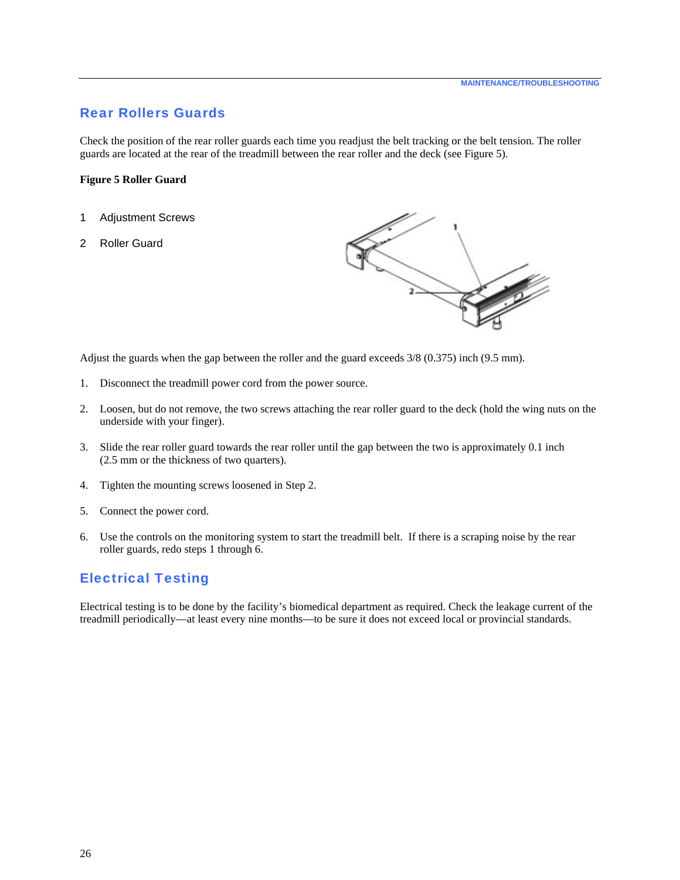## Rear Rollers Guards

Check the position of the rear roller guards each time you readjust the belt tracking or the belt tension. The roller guards are located at the rear of the treadmill between the rear roller and the deck (see Figure 5).

**Figure 5 Roller Guard**

1 Adjustment Screws

2 Roller Guard

Adjust the guards when the gap between the roller and the guard exceeds 3/8 (0.375) inch (9.5 mm).

1. Disconnect the treadmill power cord from the power source.
2. Loosen, but do not remove, the two screws attaching the rear roller guard to the deck (hold the wing nuts on the underside with your finger).
3. Slide the rear roller guard towards the rear roller until the gap between the two is approximately 0.1 inch (2.5 mm or the thickness of two quarters).
4. Tighten the mounting screws loosened in Step 2.
5. Connect the power cord.
6. Use the controls on the monitoring system to start the treadmill belt. If there is a scraping noise by the rear roller guards, redo steps 1 through 6.

## Electrical Testing

Electrical testing is to be done by the facility's biomedical department as required. Check the leakage current of the treadmill periodically—at least every nine months—to be sure it does not exceed local or provincial standards.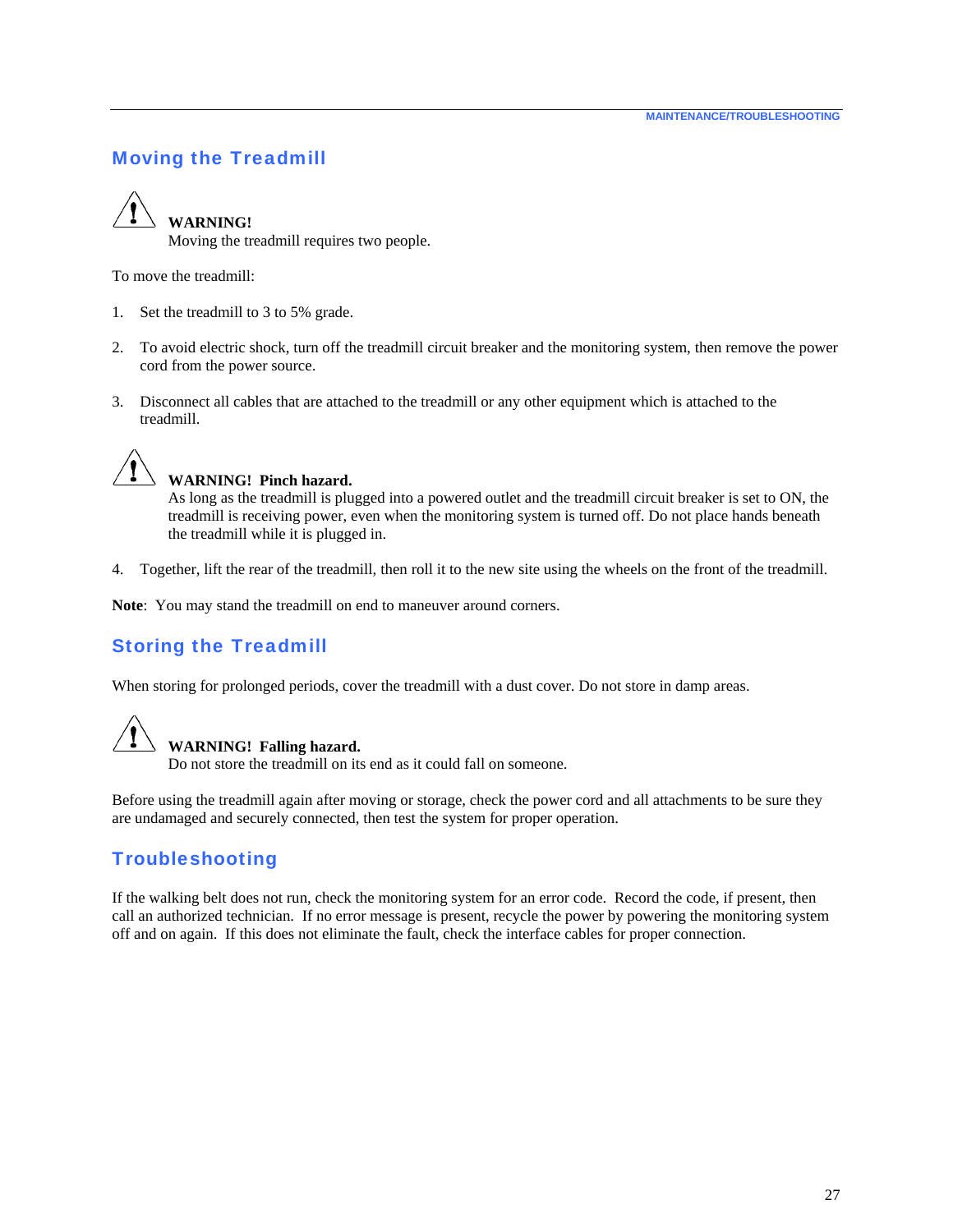## Moving the Treadmill

**WARNING!**
Moving the treadmill requires two people.

To move the treadmill:

1. Set the treadmill to 3 to 5% grade.

2. To avoid electric shock, turn off the treadmill circuit breaker and the monitoring system, then remove the power cord from the power source.

3. Disconnect all cables that are attached to the treadmill or any other equipment which is attached to the treadmill.

**WARNING! Pinch hazard.**
As long as the treadmill is plugged into a powered outlet and the treadmill circuit breaker is set to ON, the treadmill is receiving power, even when the monitoring system is turned off. Do not place hands beneath the treadmill while it is plugged in.

4. Together, lift the rear of the treadmill, then roll it to the new site using the wheels on the front of the treadmill.

**Note**: You may stand the treadmill on end to maneuver around corners.

## Storing the Treadmill

When storing for prolonged periods, cover the treadmill with a dust cover. Do not store in damp areas.

**WARNING! Falling hazard.**
Do not store the treadmill on its end as it could fall on someone.

Before using the treadmill again after moving or storage, check the power cord and all attachments to be sure they are undamaged and securely connected, then test the system for proper operation.

## Troubleshooting

If the walking belt does not run, check the monitoring system for an error code. Record the code, if present, then call an authorized technician. If no error message is present, recycle the power by powering the monitoring system off and on again. If this does not eliminate the fault, check the interface cables for proper connection.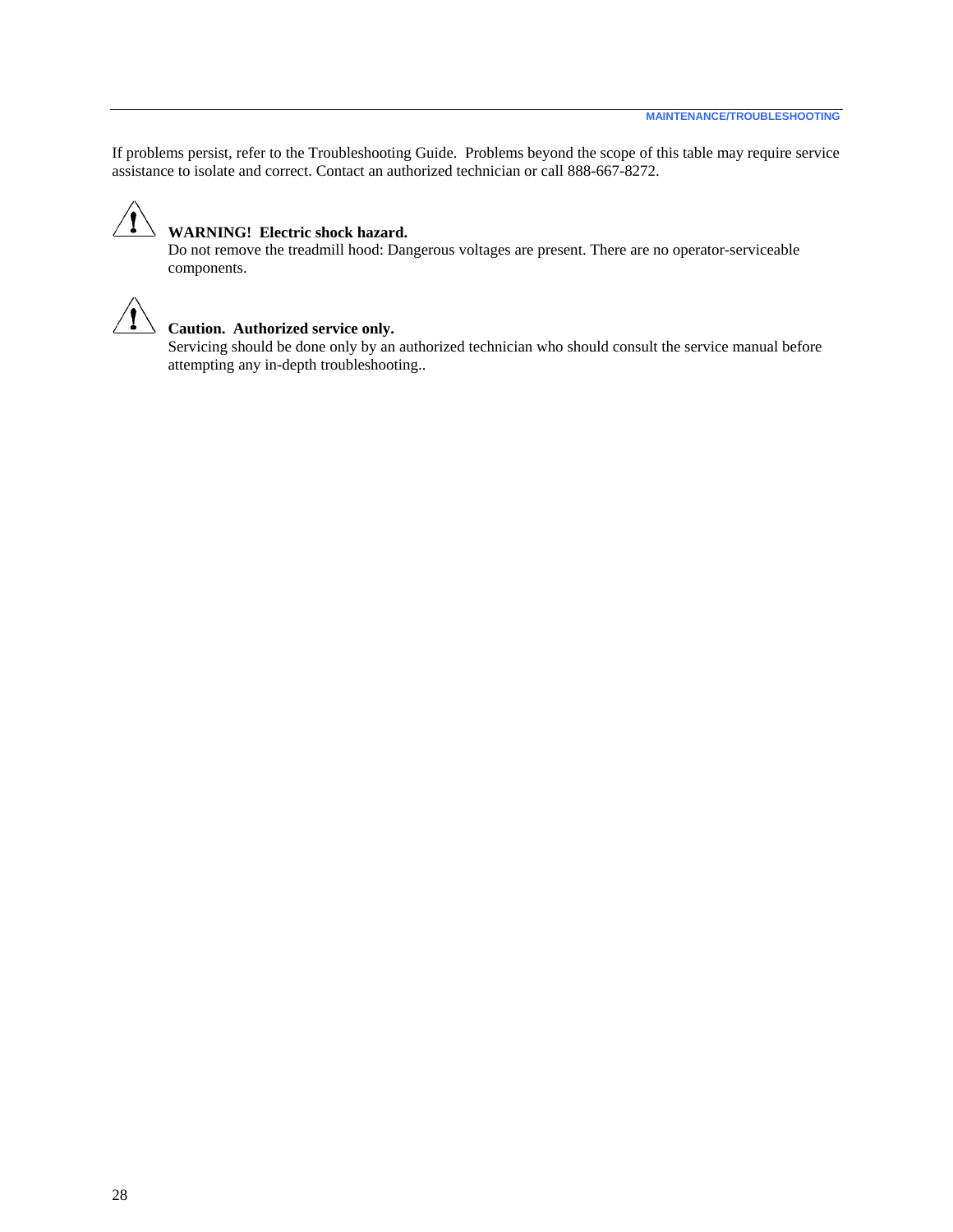If problems persist, refer to the Troubleshooting Guide.  Problems beyond the scope of this table may require service assistance to isolate and correct. Contact an authorized technician or call 888-667-8272.

**WARNING!  Electric shock hazard.**

Do not remove the treadmill hood: Dangerous voltages are present. There are no operator-serviceable components.

**Caution.  Authorized service only.**

Servicing should be done only by an authorized technician who should consult the service manual before attempting any in-depth troubleshooting..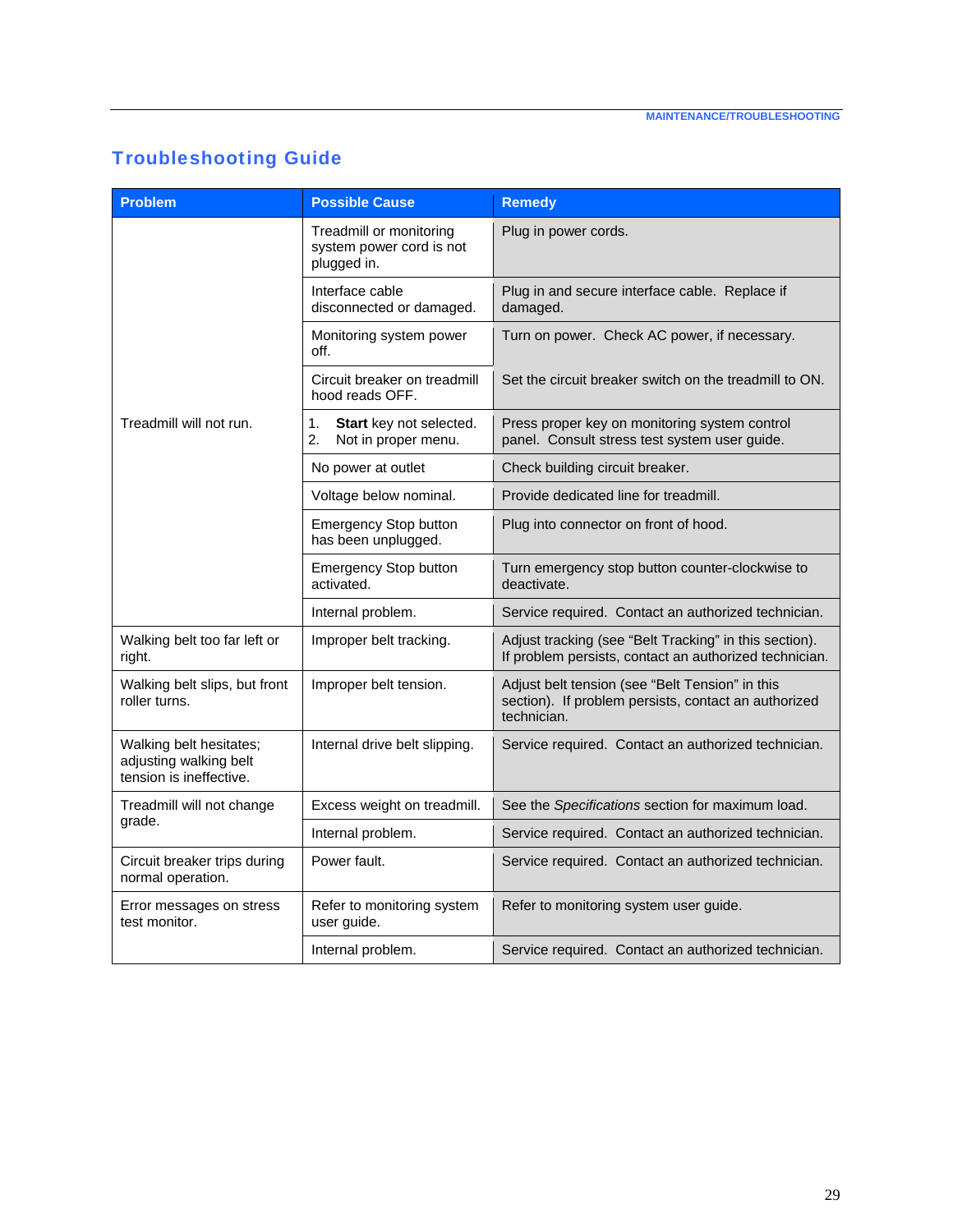## Troubleshooting Guide

| Problem | Possible Cause | Remedy |
|---|---|---|
| Treadmill will not run. | Treadmill or monitoring system power cord is not plugged in. | Plug in power cords. |
| | Interface cable disconnected or damaged. | Plug in and secure interface cable. Replace if damaged. |
| | Monitoring system power off. | Turn on power. Check AC power, if necessary. |
| | Circuit breaker on treadmill hood reads OFF. | Set the circuit breaker switch on the treadmill to ON. |
| | 1. **Start** key not selected. 2. Not in proper menu. | Press proper key on monitoring system control panel. Consult stress test system user guide. |
| | No power at outlet | Check building circuit breaker. |
| | Voltage below nominal. | Provide dedicated line for treadmill. |
| | Emergency Stop button has been unplugged. | Plug into connector on front of hood. |
| | Emergency Stop button activated. | Turn emergency stop button counter-clockwise to deactivate. |
| | Internal problem. | Service required. Contact an authorized technician. |
| Walking belt too far left or right. | Improper belt tracking. | Adjust tracking (see "Belt Tracking" in this section). If problem persists, contact an authorized technician. |
| Walking belt slips, but front roller turns. | Improper belt tension. | Adjust belt tension (see "Belt Tension" in this section). If problem persists, contact an authorized technician. |
| Walking belt hesitates; adjusting walking belt tension is ineffective. | Internal drive belt slipping. | Service required. Contact an authorized technician. |
| Treadmill will not change grade. | Excess weight on treadmill. | See the *Specifications* section for maximum load. |
| | Internal problem. | Service required. Contact an authorized technician. |
| Circuit breaker trips during normal operation. | Power fault. | Service required. Contact an authorized technician. |
| Error messages on stress test monitor. | Refer to monitoring system user guide. | Refer to monitoring system user guide. |
| | Internal problem. | Service required. Contact an authorized technician. |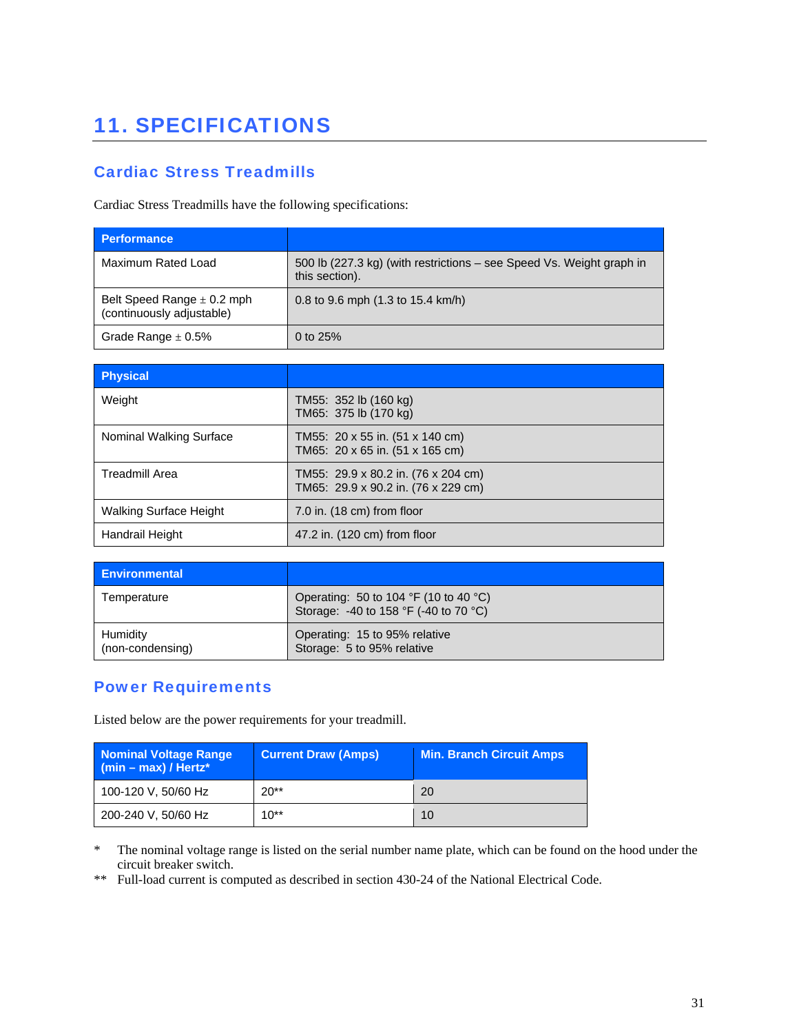# 11. SPECIFICATIONS

## Cardiac Stress Treadmills

Cardiac Stress Treadmills have the following specifications:

| Performance | |
|---|---|
| Maximum Rated Load | 500 lb (227.3 kg) (with restrictions – see Speed Vs. Weight graph in this section). |
| Belt Speed Range ± 0.2 mph (continuously adjustable) | 0.8 to 9.6 mph (1.3 to 15.4 km/h) |
| Grade Range ± 0.5% | 0 to 25% |

| Physical | |
|---|---|
| Weight | TM55: 352 lb (160 kg)<br>TM65: 375 lb (170 kg) |
| Nominal Walking Surface | TM55: 20 x 55 in. (51 x 140 cm)<br>TM65: 20 x 65 in. (51 x 165 cm) |
| Treadmill Area | TM55: 29.9 x 80.2 in. (76 x 204 cm)<br>TM65: 29.9 x 90.2 in. (76 x 229 cm) |
| Walking Surface Height | 7.0 in. (18 cm) from floor |
| Handrail Height | 47.2 in. (120 cm) from floor |

| Environmental | |
|---|---|
| Temperature | Operating: 50 to 104 °F (10 to 40 °C)<br>Storage: -40 to 158 °F (-40 to 70 °C) |
| Humidity (non-condensing) | Operating: 15 to 95% relative<br>Storage: 5 to 95% relative |

## Power Requirements

Listed below are the power requirements for your treadmill.

| Nominal Voltage Range (min – max) / Hertz* | Current Draw (Amps) | Min. Branch Circuit Amps |
|---|---|---|
| 100-120 V, 50/60 Hz | 20** | 20 |
| 200-240 V, 50/60 Hz | 10** | 10 |

\* The nominal voltage range is listed on the serial number name plate, which can be found on the hood under the circuit breaker switch.

** Full-load current is computed as described in section 430-24 of the National Electrical Code.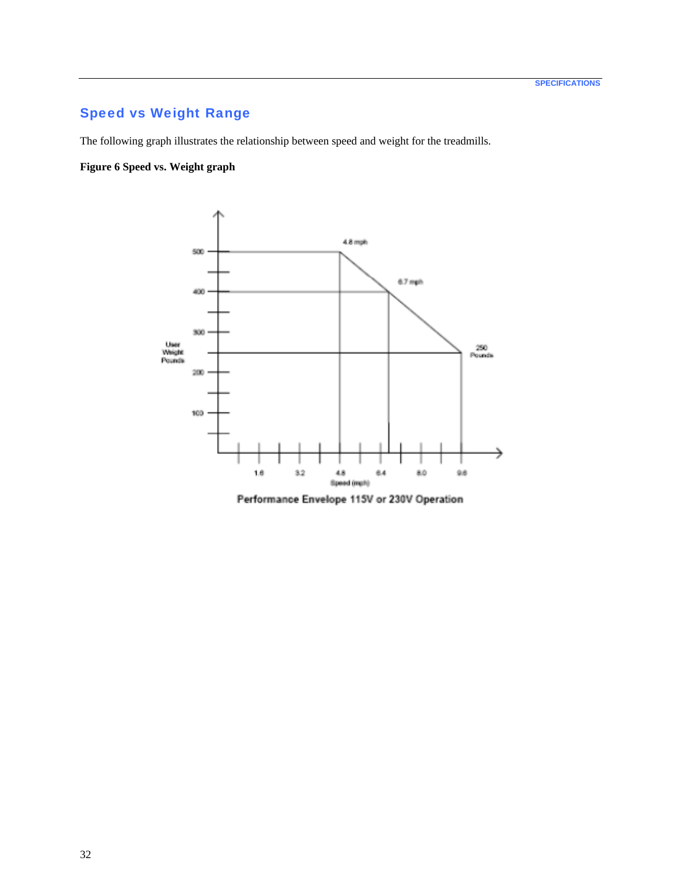## Speed vs Weight Range

The following graph illustrates the relationship between speed and weight for the treadmills.

**Figure 6 Speed vs. Weight graph**

4.8 mph

6.7 mph

250 Pounds

User Weight Pounds

500

400

300

200

100

1.6 3.2 4.8 6.4 8.0 9.6

Speed (mph)

Performance Envelope 115V or 230V Operation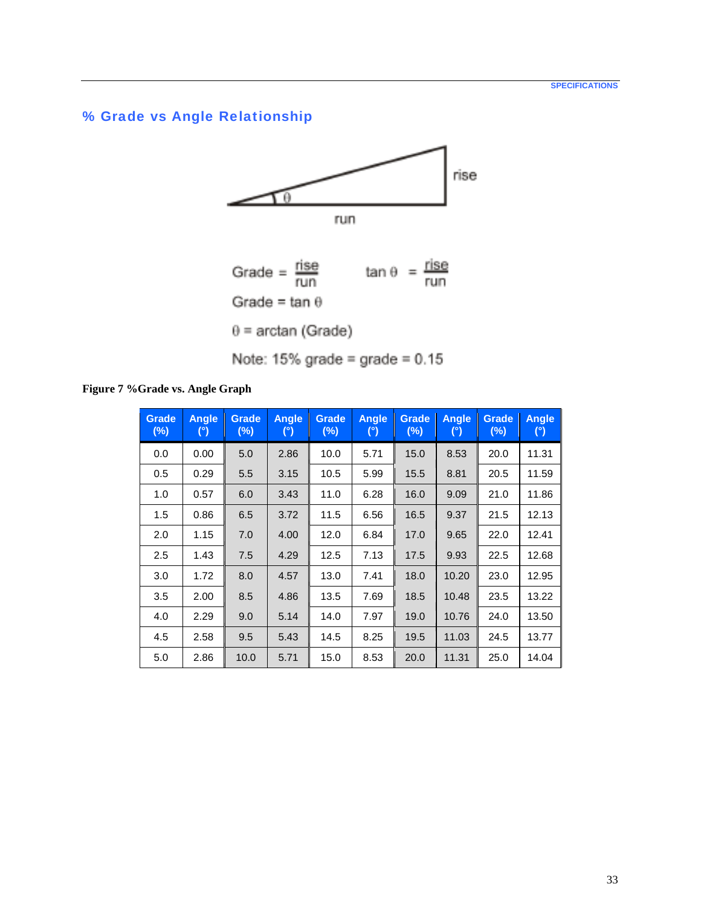## % Grade vs Angle Relationship

rise

θ

run

$$\text{Grade} = \frac{\text{rise}}{\text{run}} \qquad \tan\theta = \frac{\text{rise}}{\text{run}}$$

$$\text{Grade} = \tan\theta$$

$$\theta = \arctan(\text{Grade})$$

Note: 15% grade = grade = 0.15

**Figure 7 %Grade vs. Angle Graph**

| Grade (%) | Angle (°) | Grade (%) | Angle (°) | Grade (%) | Angle (°) | Grade (%) | Angle (°) | Grade (%) | Angle (°) |
|---|---|---|---|---|---|---|---|---|---|
| 0.0 | 0.00 | 5.0 | 2.86 | 10.0 | 5.71 | 15.0 | 8.53 | 20.0 | 11.31 |
| 0.5 | 0.29 | 5.5 | 3.15 | 10.5 | 5.99 | 15.5 | 8.81 | 20.5 | 11.59 |
| 1.0 | 0.57 | 6.0 | 3.43 | 11.0 | 6.28 | 16.0 | 9.09 | 21.0 | 11.86 |
| 1.5 | 0.86 | 6.5 | 3.72 | 11.5 | 6.56 | 16.5 | 9.37 | 21.5 | 12.13 |
| 2.0 | 1.15 | 7.0 | 4.00 | 12.0 | 6.84 | 17.0 | 9.65 | 22.0 | 12.41 |
| 2.5 | 1.43 | 7.5 | 4.29 | 12.5 | 7.13 | 17.5 | 9.93 | 22.5 | 12.68 |
| 3.0 | 1.72 | 8.0 | 4.57 | 13.0 | 7.41 | 18.0 | 10.20 | 23.0 | 12.95 |
| 3.5 | 2.00 | 8.5 | 4.86 | 13.5 | 7.69 | 18.5 | 10.48 | 23.5 | 13.22 |
| 4.0 | 2.29 | 9.0 | 5.14 | 14.0 | 7.97 | 19.0 | 10.76 | 24.0 | 13.50 |
| 4.5 | 2.58 | 9.5 | 5.43 | 14.5 | 8.25 | 19.5 | 11.03 | 24.5 | 13.77 |
| 5.0 | 2.86 | 10.0 | 5.71 | 15.0 | 8.53 | 20.0 | 11.31 | 25.0 | 14.04 |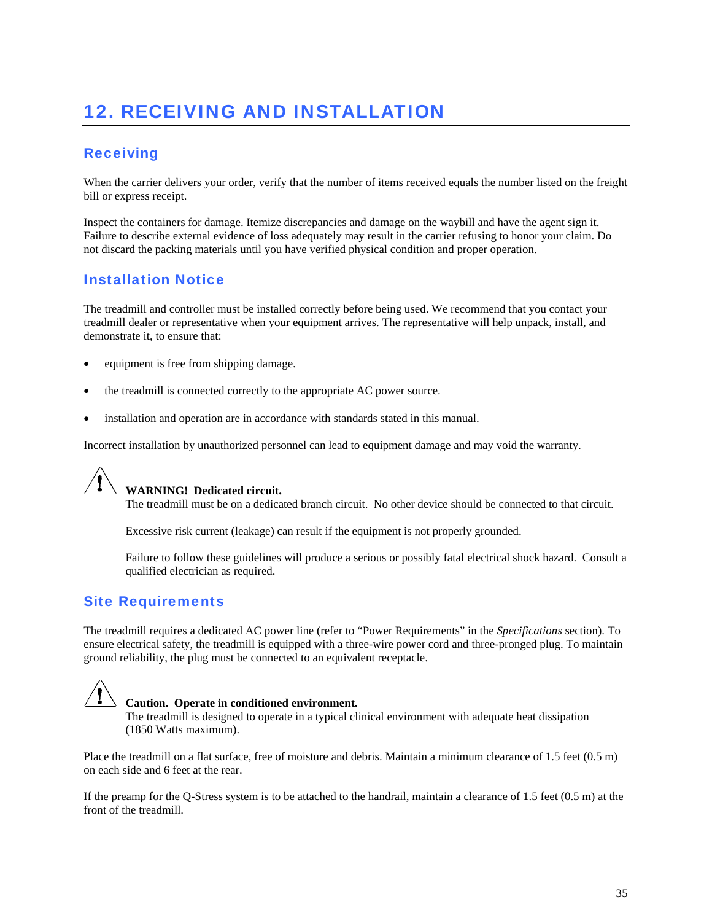# 12. RECEIVING AND INSTALLATION

## Receiving

When the carrier delivers your order, verify that the number of items received equals the number listed on the freight bill or express receipt.

Inspect the containers for damage. Itemize discrepancies and damage on the waybill and have the agent sign it. Failure to describe external evidence of loss adequately may result in the carrier refusing to honor your claim. Do not discard the packing materials until you have verified physical condition and proper operation.

## Installation Notice

The treadmill and controller must be installed correctly before being used. We recommend that you contact your treadmill dealer or representative when your equipment arrives. The representative will help unpack, install, and demonstrate it, to ensure that:

- equipment is free from shipping damage.
- the treadmill is connected correctly to the appropriate AC power source.
- installation and operation are in accordance with standards stated in this manual.

Incorrect installation by unauthorized personnel can lead to equipment damage and may void the warranty.

**WARNING! Dedicated circuit.**
The treadmill must be on a dedicated branch circuit. No other device should be connected to that circuit.

Excessive risk current (leakage) can result if the equipment is not properly grounded.

Failure to follow these guidelines will produce a serious or possibly fatal electrical shock hazard. Consult a qualified electrician as required.

## Site Requirements

The treadmill requires a dedicated AC power line (refer to “Power Requirements” in the *Specifications* section). To ensure electrical safety, the treadmill is equipped with a three-wire power cord and three-pronged plug. To maintain ground reliability, the plug must be connected to an equivalent receptacle.

**Caution. Operate in conditioned environment.**
The treadmill is designed to operate in a typical clinical environment with adequate heat dissipation (1850 Watts maximum).

Place the treadmill on a flat surface, free of moisture and debris. Maintain a minimum clearance of 1.5 feet (0.5 m) on each side and 6 feet at the rear.

If the preamp for the Q-Stress system is to be attached to the handrail, maintain a clearance of 1.5 feet (0.5 m) at the front of the treadmill.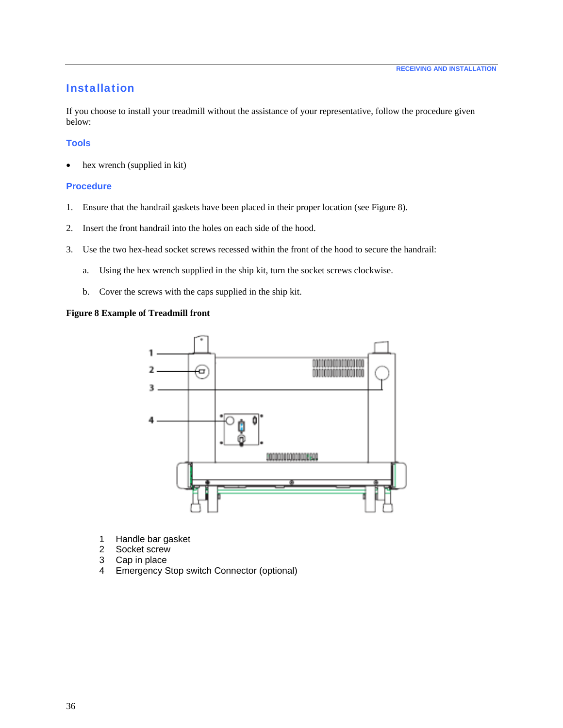## Installation

If you choose to install your treadmill without the assistance of your representative, follow the procedure given below:

### Tools

- hex wrench (supplied in kit)

### Procedure

1. Ensure that the handrail gaskets have been placed in their proper location (see Figure 8).
2. Insert the front handrail into the holes on each side of the hood.
3. Use the two hex-head socket screws recessed within the front of the hood to secure the handrail:
   a. Using the hex wrench supplied in the ship kit, turn the socket screws clockwise.
   b. Cover the screws with the caps supplied in the ship kit.

**Figure 8 Example of Treadmill front**

1 Handle bar gasket
2 Socket screw
3 Cap in place
4 Emergency Stop switch Connector (optional)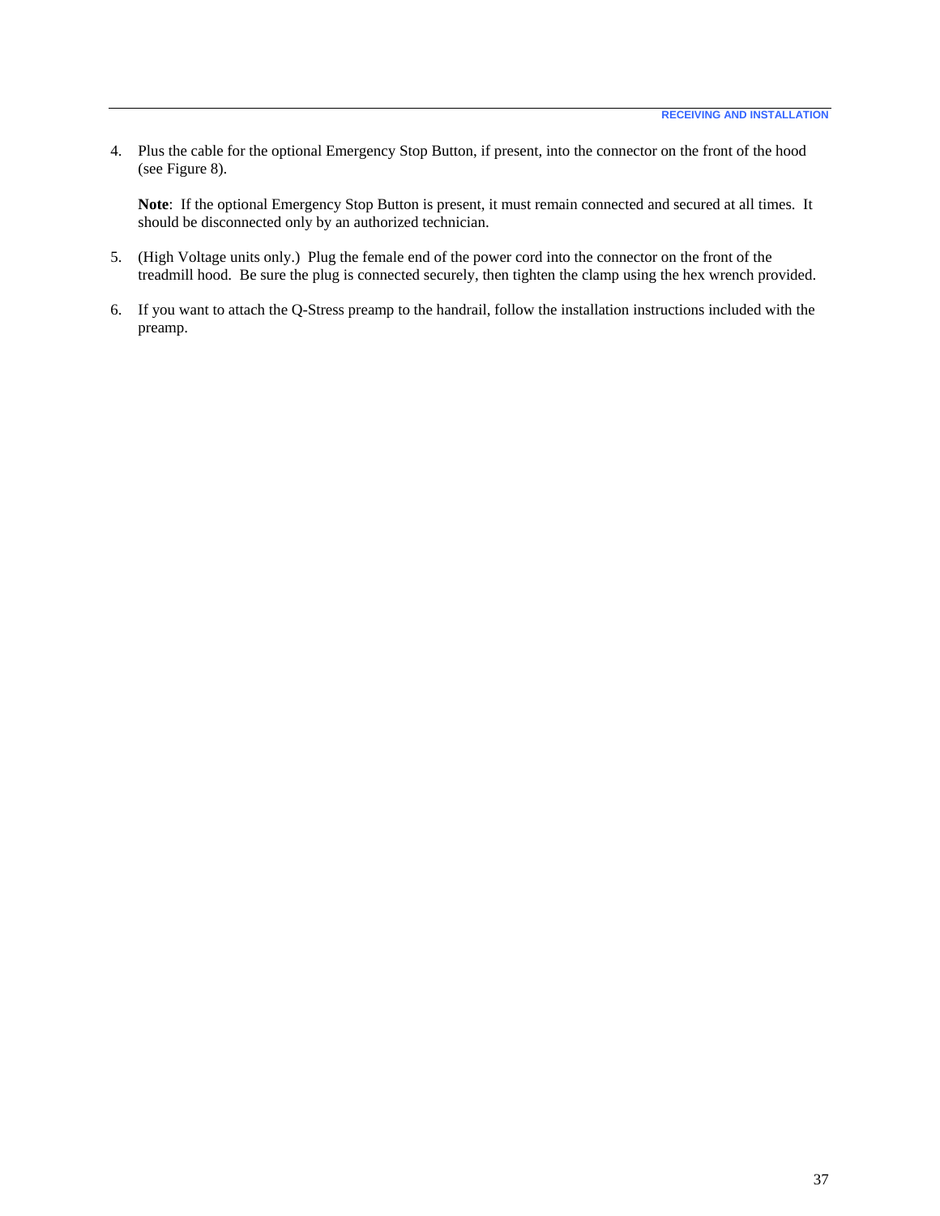4. Plus the cable for the optional Emergency Stop Button, if present, into the connector on the front of the hood (see Figure 8).

   **Note**: If the optional Emergency Stop Button is present, it must remain connected and secured at all times. It should be disconnected only by an authorized technician.

5. (High Voltage units only.) Plug the female end of the power cord into the connector on the front of the treadmill hood. Be sure the plug is connected securely, then tighten the clamp using the hex wrench provided.

6. If you want to attach the Q-Stress preamp to the handrail, follow the installation instructions included with the preamp.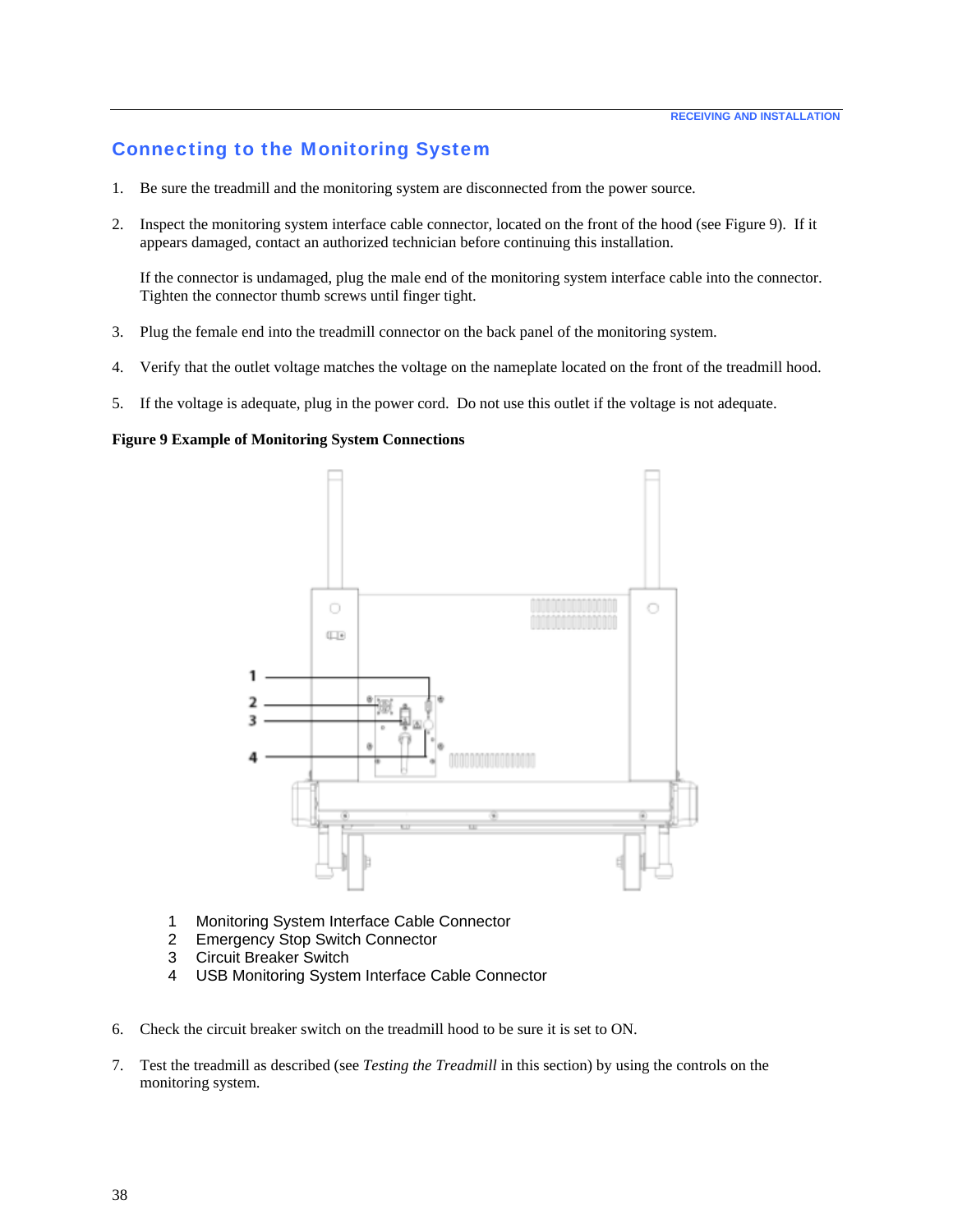## Connecting to the Monitoring System

1. Be sure the treadmill and the monitoring system are disconnected from the power source.

2. Inspect the monitoring system interface cable connector, located on the front of the hood (see Figure 9). If it appears damaged, contact an authorized technician before continuing this installation.

   If the connector is undamaged, plug the male end of the monitoring system interface cable into the connector. Tighten the connector thumb screws until finger tight.

3. Plug the female end into the treadmill connector on the back panel of the monitoring system.

4. Verify that the outlet voltage matches the voltage on the nameplate located on the front of the treadmill hood.

5. If the voltage is adequate, plug in the power cord. Do not use this outlet if the voltage is not adequate.

**Figure 9 Example of Monitoring System Connections**

1 Monitoring System Interface Cable Connector
2 Emergency Stop Switch Connector
3 Circuit Breaker Switch
4 USB Monitoring System Interface Cable Connector

6. Check the circuit breaker switch on the treadmill hood to be sure it is set to ON.

7. Test the treadmill as described (see *Testing the Treadmill* in this section) by using the controls on the monitoring system.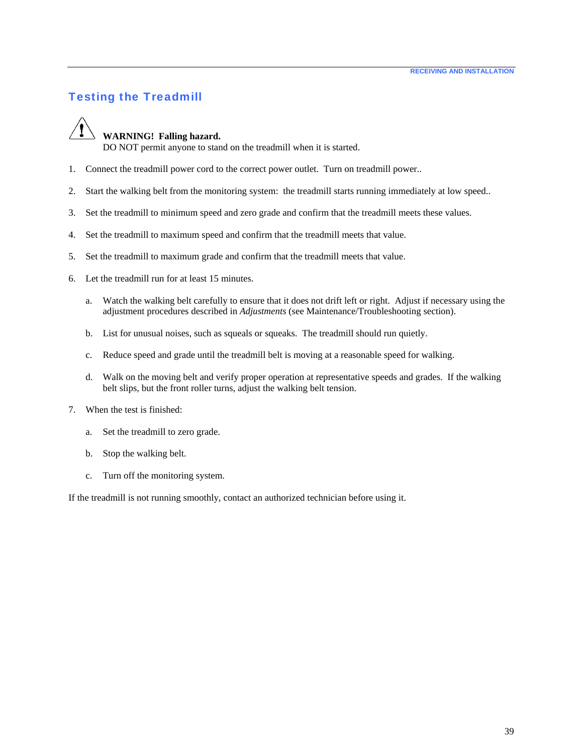## Testing the Treadmill

**WARNING! Falling hazard.**
DO NOT permit anyone to stand on the treadmill when it is started.

1. Connect the treadmill power cord to the correct power outlet. Turn on treadmill power..

2. Start the walking belt from the monitoring system: the treadmill starts running immediately at low speed..

3. Set the treadmill to minimum speed and zero grade and confirm that the treadmill meets these values.

4. Set the treadmill to maximum speed and confirm that the treadmill meets that value.

5. Set the treadmill to maximum grade and confirm that the treadmill meets that value.

6. Let the treadmill run for at least 15 minutes.

    a. Watch the walking belt carefully to ensure that it does not drift left or right. Adjust if necessary using the adjustment procedures described in *Adjustments* (see Maintenance/Troubleshooting section).

    b. List for unusual noises, such as squeals or squeaks. The treadmill should run quietly.

    c. Reduce speed and grade until the treadmill belt is moving at a reasonable speed for walking.

    d. Walk on the moving belt and verify proper operation at representative speeds and grades. If the walking belt slips, but the front roller turns, adjust the walking belt tension.

7. When the test is finished:

    a. Set the treadmill to zero grade.

    b. Stop the walking belt.

    c. Turn off the monitoring system.

If the treadmill is not running smoothly, contact an authorized technician before using it.